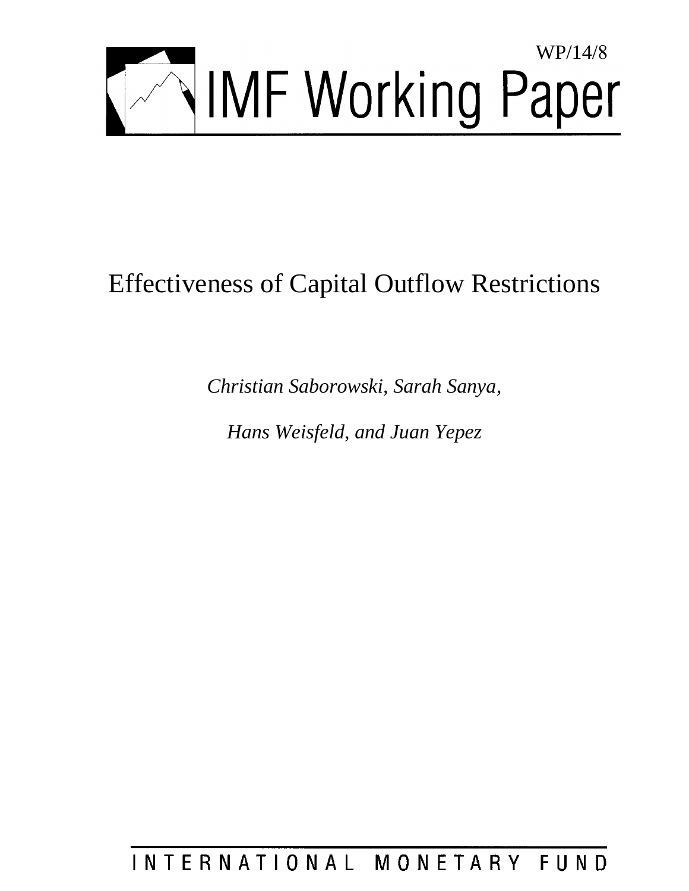WP/14/8

# IMF Working Paper

## Effectiveness of Capital Outflow Restrictions

*Christian Saborowski, Sarah Sanya,*

*Hans Weisfeld, and Juan Yepez*

INTERNATIONAL MONETARY FUND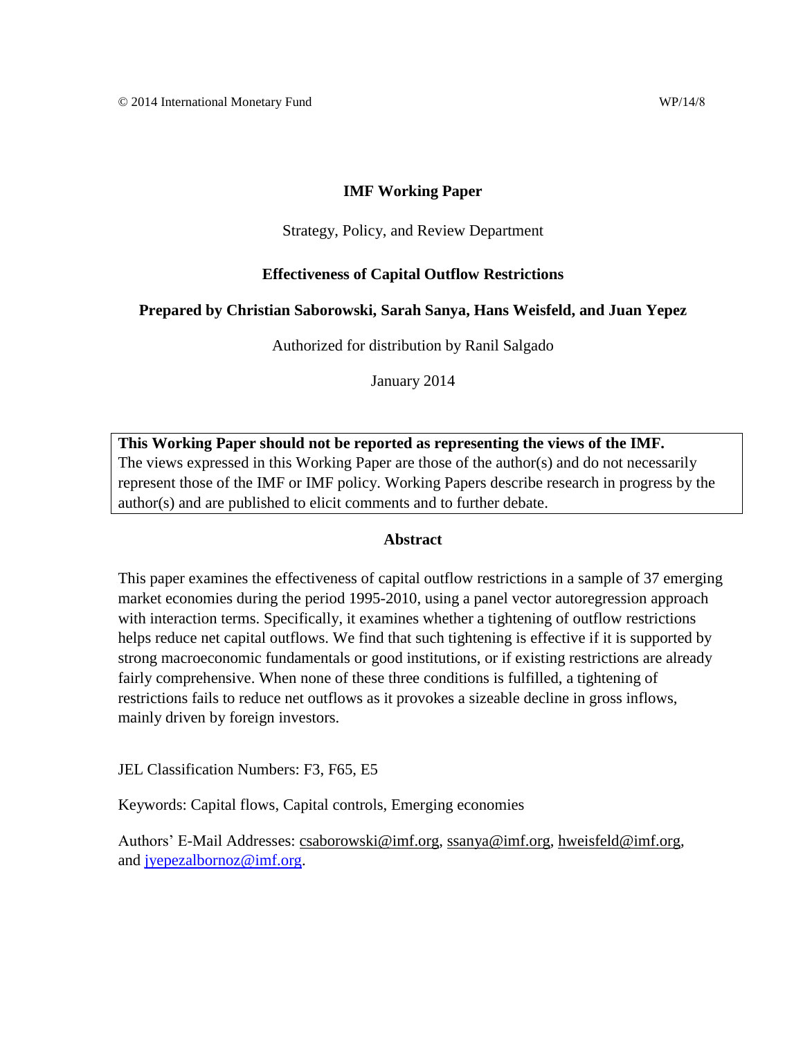© 2014 International Monetary Fund WP/14/8

# IMF Working Paper

Strategy, Policy, and Review Department

## Effectiveness of Capital Outflow Restrictions

**Prepared by Christian Saborowski, Sarah Sanya, Hans Weisfeld, and Juan Yepez**

Authorized for distribution by Ranil Salgado

January 2014

**This Working Paper should not be reported as representing the views of the IMF.**
The views expressed in this Working Paper are those of the author(s) and do not necessarily represent those of the IMF or IMF policy. Working Papers describe research in progress by the author(s) and are published to elicit comments and to further debate.

### Abstract

This paper examines the effectiveness of capital outflow restrictions in a sample of 37 emerging market economies during the period 1995-2010, using a panel vector autoregression approach with interaction terms. Specifically, it examines whether a tightening of outflow restrictions helps reduce net capital outflows. We find that such tightening is effective if it is supported by strong macroeconomic fundamentals or good institutions, or if existing restrictions are already fairly comprehensive. When none of these three conditions is fulfilled, a tightening of restrictions fails to reduce net outflows as it provokes a sizeable decline in gross inflows, mainly driven by foreign investors.

JEL Classification Numbers: F3, F65, E5

Keywords: Capital flows, Capital controls, Emerging economies

Authors' E-Mail Addresses: csaborowski@imf.org, ssanya@imf.org, hweisfeld@imf.org, and jyepezalbornoz@imf.org.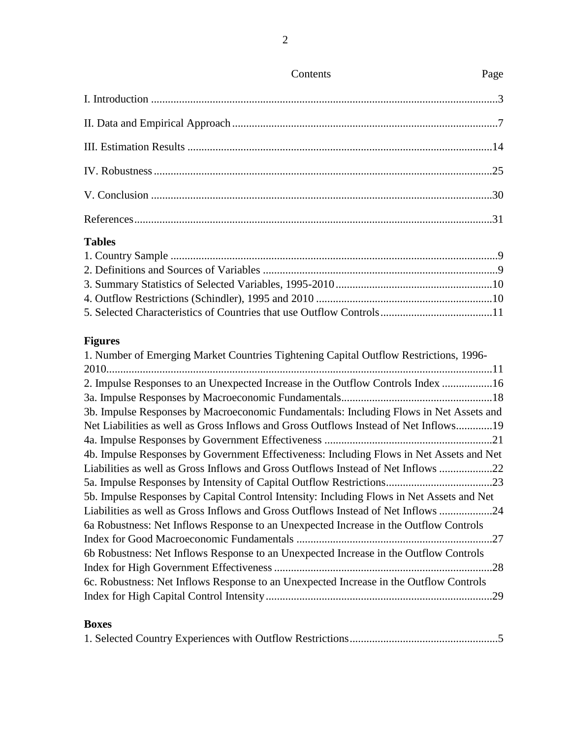Contents Page

I. Introduction ....3

II. Data and Empirical Approach ....7

III. Estimation Results ....14

IV. Robustness ....25

V. Conclusion ....30

References ....31

**Tables**

1. Country Sample ....9
2. Definitions and Sources of Variables ....9
3. Summary Statistics of Selected Variables, 1995-2010 ....10
4. Outflow Restrictions (Schindler), 1995 and 2010 ....10
5. Selected Characteristics of Countries that use Outflow Controls ....11

**Figures**

1. Number of Emerging Market Countries Tightening Capital Outflow Restrictions, 1996-2010 ....11
2. Impulse Responses to an Unexpected Increase in the Outflow Controls Index ....16

3a. Impulse Responses by Macroeconomic Fundamentals ....18

3b. Impulse Responses by Macroeconomic Fundamentals: Including Flows in Net Assets and Net Liabilities as well as Gross Inflows and Gross Outflows Instead of Net Inflows ....19

4a. Impulse Responses by Government Effectiveness ....21

4b. Impulse Responses by Government Effectiveness: Including Flows in Net Assets and Net Liabilities as well as Gross Inflows and Gross Outflows Instead of Net Inflows ....22

5a. Impulse Responses by Intensity of Capital Outflow Restrictions ....23

5b. Impulse Responses by Capital Control Intensity: Including Flows in Net Assets and Net Liabilities as well as Gross Inflows and Gross Outflows Instead of Net Inflows ....24

6a Robustness: Net Inflows Response to an Unexpected Increase in the Outflow Controls Index for Good Macroeconomic Fundamentals ....27

6b Robustness: Net Inflows Response to an Unexpected Increase in the Outflow Controls Index for High Government Effectiveness ....28

6c. Robustness: Net Inflows Response to an Unexpected Increase in the Outflow Controls Index for High Capital Control Intensity ....29

**Boxes**

1. Selected Country Experiences with Outflow Restrictions ....5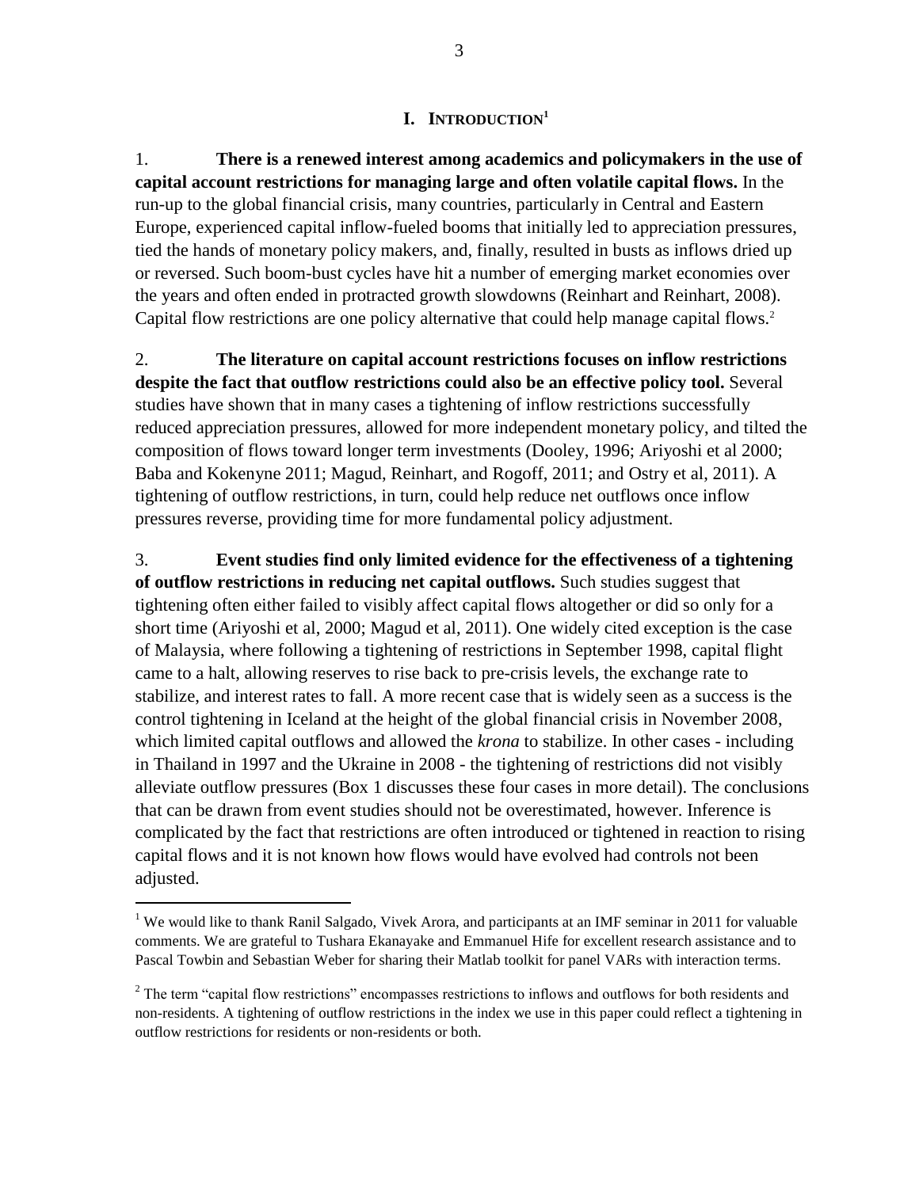# I. INTRODUCTION[1]

1. **There is a renewed interest among academics and policymakers in the use of capital account restrictions for managing large and often volatile capital flows.** In the run-up to the global financial crisis, many countries, particularly in Central and Eastern Europe, experienced capital inflow-fueled booms that initially led to appreciation pressures, tied the hands of monetary policy makers, and, finally, resulted in busts as inflows dried up or reversed. Such boom-bust cycles have hit a number of emerging market economies over the years and often ended in protracted growth slowdowns (Reinhart and Reinhart, 2008). Capital flow restrictions are one policy alternative that could help manage capital flows.[2]

2. **The literature on capital account restrictions focuses on inflow restrictions despite the fact that outflow restrictions could also be an effective policy tool.** Several studies have shown that in many cases a tightening of inflow restrictions successfully reduced appreciation pressures, allowed for more independent monetary policy, and tilted the composition of flows toward longer term investments (Dooley, 1996; Ariyoshi et al 2000; Baba and Kokenyne 2011; Magud, Reinhart, and Rogoff, 2011; and Ostry et al, 2011). A tightening of outflow restrictions, in turn, could help reduce net outflows once inflow pressures reverse, providing time for more fundamental policy adjustment.

3. **Event studies find only limited evidence for the effectiveness of a tightening of outflow restrictions in reducing net capital outflows.** Such studies suggest that tightening often either failed to visibly affect capital flows altogether or did so only for a short time (Ariyoshi et al, 2000; Magud et al, 2011). One widely cited exception is the case of Malaysia, where following a tightening of restrictions in September 1998, capital flight came to a halt, allowing reserves to rise back to pre-crisis levels, the exchange rate to stabilize, and interest rates to fall. A more recent case that is widely seen as a success is the control tightening in Iceland at the height of the global financial crisis in November 2008, which limited capital outflows and allowed the *krona* to stabilize. In other cases - including in Thailand in 1997 and the Ukraine in 2008 - the tightening of restrictions did not visibly alleviate outflow pressures (Box 1 discusses these four cases in more detail). The conclusions that can be drawn from event studies should not be overestimated, however. Inference is complicated by the fact that restrictions are often introduced or tightened in reaction to rising capital flows and it is not known how flows would have evolved had controls not been adjusted.

---

[1] We would like to thank Ranil Salgado, Vivek Arora, and participants at an IMF seminar in 2011 for valuable comments. We are grateful to Tushara Ekanayake and Emmanuel Hife for excellent research assistance and to Pascal Towbin and Sebastian Weber for sharing their Matlab toolkit for panel VARs with interaction terms.

[2] The term "capital flow restrictions" encompasses restrictions to inflows and outflows for both residents and non-residents. A tightening of outflow restrictions in the index we use in this paper could reflect a tightening in outflow restrictions for residents or non-residents or both.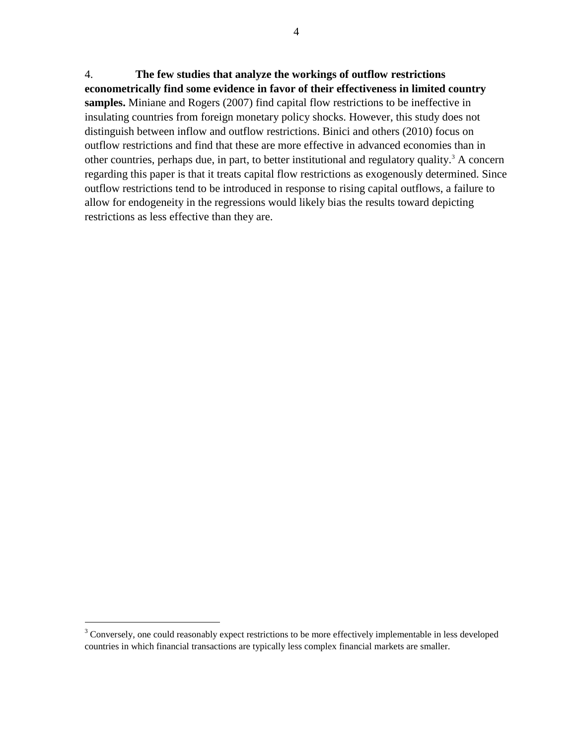4. **The few studies that analyze the workings of outflow restrictions econometrically find some evidence in favor of their effectiveness in limited country samples.** Miniane and Rogers (2007) find capital flow restrictions to be ineffective in insulating countries from foreign monetary policy shocks. However, this study does not distinguish between inflow and outflow restrictions. Binici and others (2010) focus on outflow restrictions and find that these are more effective in advanced economies than in other countries, perhaps due, in part, to better institutional and regulatory quality.[3] A concern regarding this paper is that it treats capital flow restrictions as exogenously determined. Since outflow restrictions tend to be introduced in response to rising capital outflows, a failure to allow for endogeneity in the regressions would likely bias the results toward depicting restrictions as less effective than they are.

---

[3] Conversely, one could reasonably expect restrictions to be more effectively implementable in less developed countries in which financial transactions are typically less complex financial markets are smaller.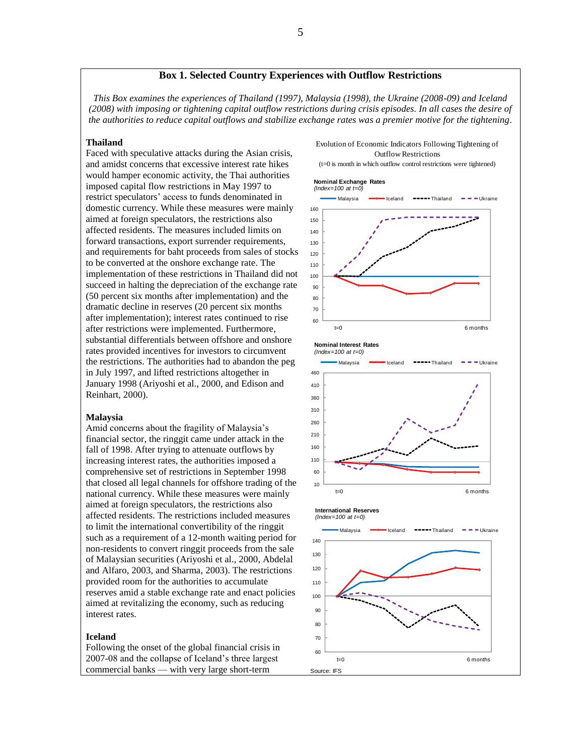## Box 1. Selected Country Experiences with Outflow Restrictions

*This Box examines the experiences of Thailand (1997), Malaysia (1998), the Ukraine (2008-09) and Iceland (2008) with imposing or tightening capital outflow restrictions during crisis episodes. In all cases the desire of the authorities to reduce capital outflows and stabilize exchange rates was a premier motive for the tightening.*

**Thailand**

Faced with speculative attacks during the Asian crisis, and amidst concerns that excessive interest rate hikes would hamper economic activity, the Thai authorities imposed capital flow restrictions in May 1997 to restrict speculators' access to funds denominated in domestic currency. While these measures were mainly aimed at foreign speculators, the restrictions also affected residents. The measures included limits on forward transactions, export surrender requirements, and requirements for baht proceeds from sales of stocks to be converted at the onshore exchange rate. The implementation of these restrictions in Thailand did not succeed in halting the depreciation of the exchange rate (50 percent six months after implementation) and the dramatic decline in reserves (20 percent six months after implementation); interest rates continued to rise after restrictions were implemented. Furthermore, substantial differentials between offshore and onshore rates provided incentives for investors to circumvent the restrictions. The authorities had to abandon the peg in July 1997, and lifted restrictions altogether in January 1998 (Ariyoshi et al., 2000, and Edison and Reinhart, 2000).

**Malaysia**

Amid concerns about the fragility of Malaysia's financial sector, the ringgit came under attack in the fall of 1998. After trying to attenuate outflows by increasing interest rates, the authorities imposed a comprehensive set of restrictions in September 1998 that closed all legal channels for offshore trading of the national currency. While these measures were mainly aimed at foreign speculators, the restrictions also affected residents. The restrictions included measures to limit the international convertibility of the ringgit such as a requirement of a 12-month waiting period for non-residents to convert ringgit proceeds from the sale of Malaysian securities (Ariyoshi et al., 2000, Abdelal and Alfaro, 2003, and Sharma, 2003). The restrictions provided room for the authorities to accumulate reserves amid a stable exchange rate and enact policies aimed at revitalizing the economy, such as reducing interest rates.

**Iceland**

Following the onset of the global financial crisis in 2007-08 and the collapse of Iceland's three largest commercial banks — with very large short-term

Evolution of Economic Indicators Following Tightening of Outflow Restrictions
(t=0 is month in which outflow control restrictions were tightened)

Source: IFS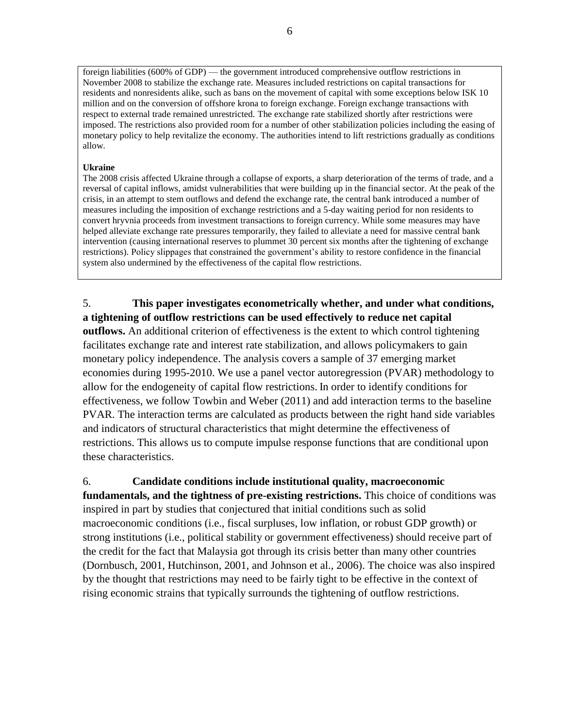foreign liabilities (600% of GDP) — the government introduced comprehensive outflow restrictions in November 2008 to stabilize the exchange rate. Measures included restrictions on capital transactions for residents and nonresidents alike, such as bans on the movement of capital with some exceptions below ISK 10 million and on the conversion of offshore krona to foreign exchange. Foreign exchange transactions with respect to external trade remained unrestricted. The exchange rate stabilized shortly after restrictions were imposed. The restrictions also provided room for a number of other stabilization policies including the easing of monetary policy to help revitalize the economy. The authorities intend to lift restrictions gradually as conditions allow.

**Ukraine**

The 2008 crisis affected Ukraine through a collapse of exports, a sharp deterioration of the terms of trade, and a reversal of capital inflows, amidst vulnerabilities that were building up in the financial sector. At the peak of the crisis, in an attempt to stem outflows and defend the exchange rate, the central bank introduced a number of measures including the imposition of exchange restrictions and a 5-day waiting period for non residents to convert hryvnia proceeds from investment transactions to foreign currency. While some measures may have helped alleviate exchange rate pressures temporarily, they failed to alleviate a need for massive central bank intervention (causing international reserves to plummet 30 percent six months after the tightening of exchange restrictions). Policy slippages that constrained the government's ability to restore confidence in the financial system also undermined by the effectiveness of the capital flow restrictions.

5. **This paper investigates econometrically whether, and under what conditions, a tightening of outflow restrictions can be used effectively to reduce net capital outflows.** An additional criterion of effectiveness is the extent to which control tightening facilitates exchange rate and interest rate stabilization, and allows policymakers to gain monetary policy independence. The analysis covers a sample of 37 emerging market economies during 1995-2010. We use a panel vector autoregression (PVAR) methodology to allow for the endogeneity of capital flow restrictions. In order to identify conditions for effectiveness, we follow Towbin and Weber (2011) and add interaction terms to the baseline PVAR. The interaction terms are calculated as products between the right hand side variables and indicators of structural characteristics that might determine the effectiveness of restrictions. This allows us to compute impulse response functions that are conditional upon these characteristics.

6. **Candidate conditions include institutional quality, macroeconomic fundamentals, and the tightness of pre-existing restrictions.** This choice of conditions was inspired in part by studies that conjectured that initial conditions such as solid macroeconomic conditions (i.e., fiscal surpluses, low inflation, or robust GDP growth) or strong institutions (i.e., political stability or government effectiveness) should receive part of the credit for the fact that Malaysia got through its crisis better than many other countries (Dornbusch, 2001, Hutchinson, 2001, and Johnson et al., 2006). The choice was also inspired by the thought that restrictions may need to be fairly tight to be effective in the context of rising economic strains that typically surrounds the tightening of outflow restrictions.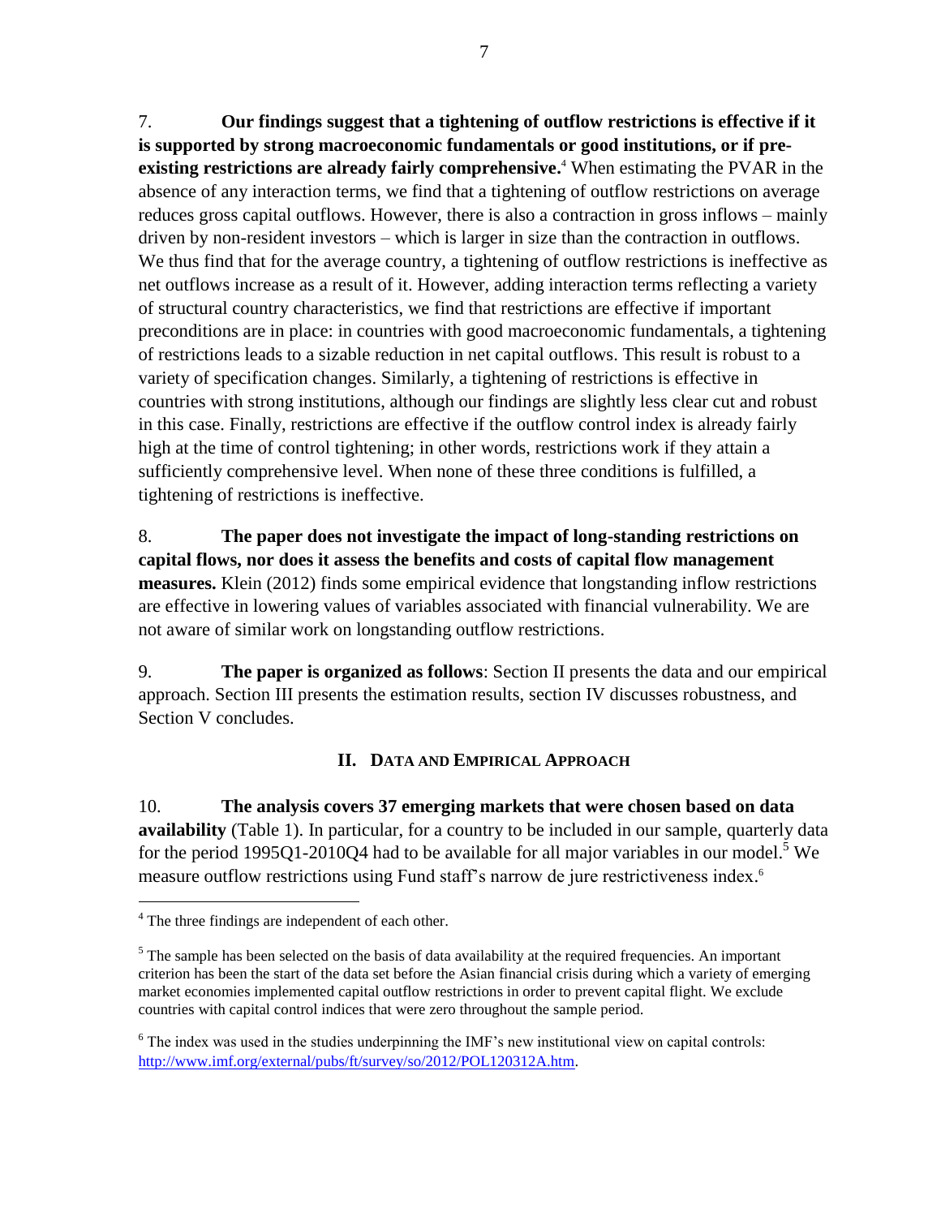7. **Our findings suggest that a tightening of outflow restrictions is effective if it is supported by strong macroeconomic fundamentals or good institutions, or if pre-existing restrictions are already fairly comprehensive.**[4] When estimating the PVAR in the absence of any interaction terms, we find that a tightening of outflow restrictions on average reduces gross capital outflows. However, there is also a contraction in gross inflows – mainly driven by non-resident investors – which is larger in size than the contraction in outflows. We thus find that for the average country, a tightening of outflow restrictions is ineffective as net outflows increase as a result of it. However, adding interaction terms reflecting a variety of structural country characteristics, we find that restrictions are effective if important preconditions are in place: in countries with good macroeconomic fundamentals, a tightening of restrictions leads to a sizable reduction in net capital outflows. This result is robust to a variety of specification changes. Similarly, a tightening of restrictions is effective in countries with strong institutions, although our findings are slightly less clear cut and robust in this case. Finally, restrictions are effective if the outflow control index is already fairly high at the time of control tightening; in other words, restrictions work if they attain a sufficiently comprehensive level. When none of these three conditions is fulfilled, a tightening of restrictions is ineffective.

8. **The paper does not investigate the impact of long-standing restrictions on capital flows, nor does it assess the benefits and costs of capital flow management measures.** Klein (2012) finds some empirical evidence that longstanding inflow restrictions are effective in lowering values of variables associated with financial vulnerability. We are not aware of similar work on longstanding outflow restrictions.

9. **The paper is organized as follows**: Section II presents the data and our empirical approach. Section III presents the estimation results, section IV discusses robustness, and Section V concludes.

## II. Data and Empirical Approach

10. **The analysis covers 37 emerging markets that were chosen based on data availability** (Table 1). In particular, for a country to be included in our sample, quarterly data for the period 1995Q1-2010Q4 had to be available for all major variables in our model.[5] We measure outflow restrictions using Fund staff's narrow de jure restrictiveness index.[6]

---

[4] The three findings are independent of each other.

[5] The sample has been selected on the basis of data availability at the required frequencies. An important criterion has been the start of the data set before the Asian financial crisis during which a variety of emerging market economies implemented capital outflow restrictions in order to prevent capital flight. We exclude countries with capital control indices that were zero throughout the sample period.

[6] The index was used in the studies underpinning the IMF's new institutional view on capital controls: http://www.imf.org/external/pubs/ft/survey/so/2012/POL120312A.htm.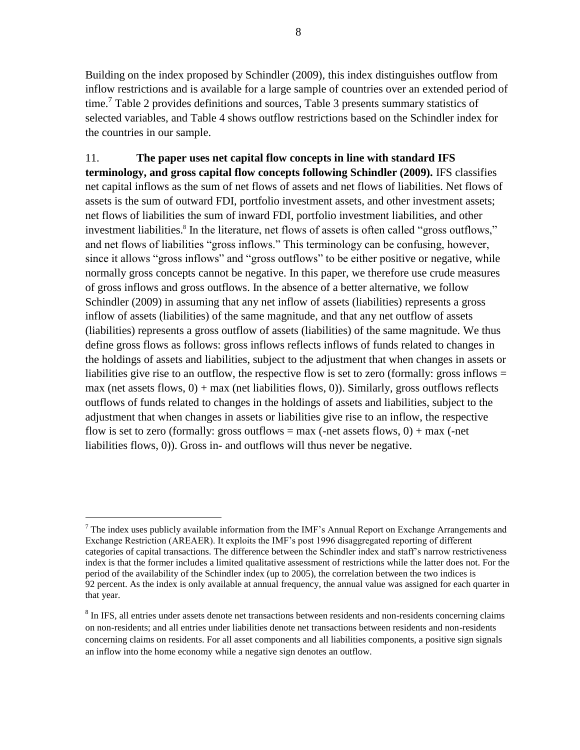Building on the index proposed by Schindler (2009), this index distinguishes outflow from inflow restrictions and is available for a large sample of countries over an extended period of time.[7] Table 2 provides definitions and sources, Table 3 presents summary statistics of selected variables, and Table 4 shows outflow restrictions based on the Schindler index for the countries in our sample.

11. **The paper uses net capital flow concepts in line with standard IFS terminology, and gross capital flow concepts following Schindler (2009).** IFS classifies net capital inflows as the sum of net flows of assets and net flows of liabilities. Net flows of assets is the sum of outward FDI, portfolio investment assets, and other investment assets; net flows of liabilities the sum of inward FDI, portfolio investment liabilities, and other investment liabilities.[8] In the literature, net flows of assets is often called "gross outflows," and net flows of liabilities "gross inflows." This terminology can be confusing, however, since it allows "gross inflows" and "gross outflows" to be either positive or negative, while normally gross concepts cannot be negative. In this paper, we therefore use crude measures of gross inflows and gross outflows. In the absence of a better alternative, we follow Schindler (2009) in assuming that any net inflow of assets (liabilities) represents a gross inflow of assets (liabilities) of the same magnitude, and that any net outflow of assets (liabilities) represents a gross outflow of assets (liabilities) of the same magnitude. We thus define gross flows as follows: gross inflows reflects inflows of funds related to changes in the holdings of assets and liabilities, subject to the adjustment that when changes in assets or liabilities give rise to an outflow, the respective flow is set to zero (formally: gross inflows = max (net assets flows, 0) + max (net liabilities flows, 0)). Similarly, gross outflows reflects outflows of funds related to changes in the holdings of assets and liabilities, subject to the adjustment that when changes in assets or liabilities give rise to an inflow, the respective flow is set to zero (formally: gross outflows = max (-net assets flows, 0) + max (-net liabilities flows, 0)). Gross in- and outflows will thus never be negative.

---

[7] The index uses publicly available information from the IMF's Annual Report on Exchange Arrangements and Exchange Restriction (AREAER). It exploits the IMF's post 1996 disaggregated reporting of different categories of capital transactions. The difference between the Schindler index and staff's narrow restrictiveness index is that the former includes a limited qualitative assessment of restrictions while the latter does not. For the period of the availability of the Schindler index (up to 2005), the correlation between the two indices is 92 percent. As the index is only available at annual frequency, the annual value was assigned for each quarter in that year.

[8] In IFS, all entries under assets denote net transactions between residents and non-residents concerning claims on non-residents; and all entries under liabilities denote net transactions between residents and non-residents concerning claims on residents. For all asset components and all liabilities components, a positive sign signals an inflow into the home economy while a negative sign denotes an outflow.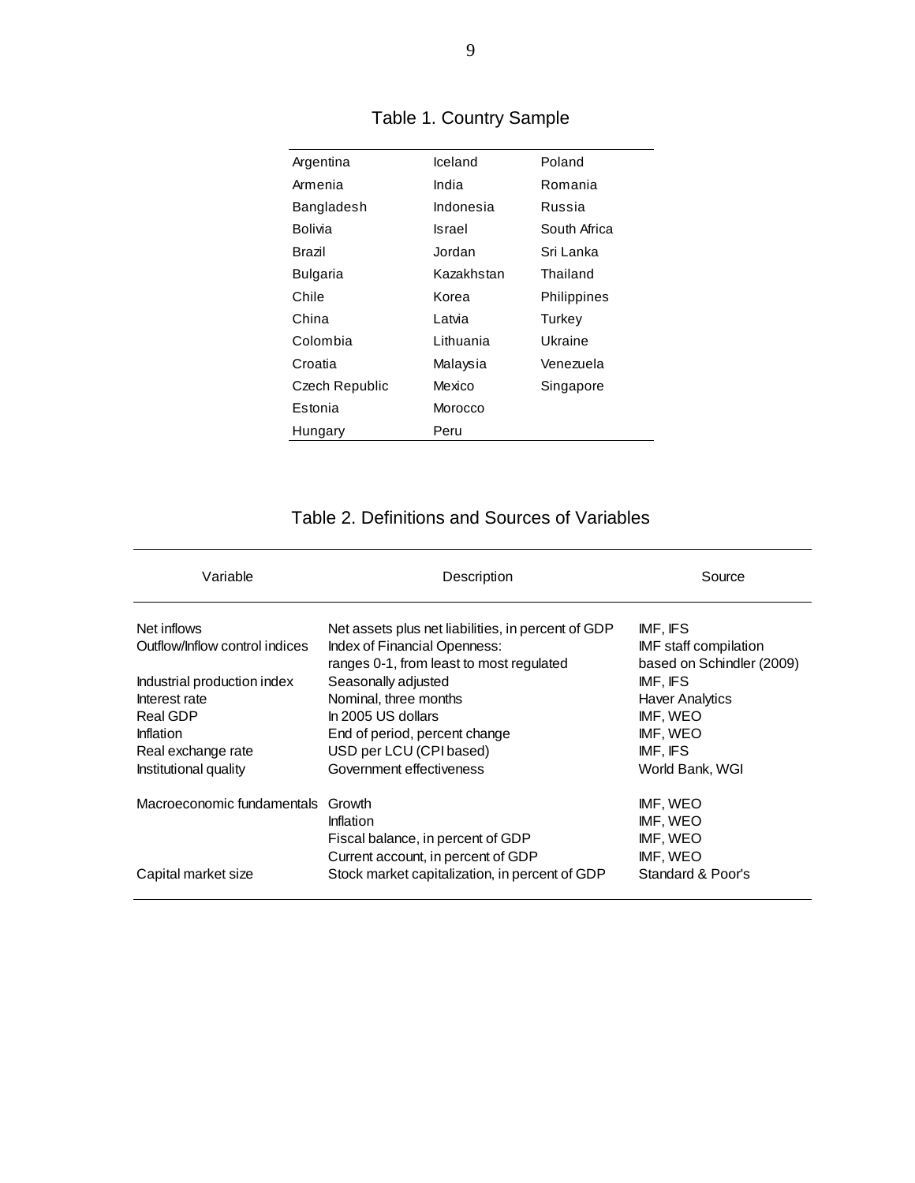## Table 1. Country Sample

| | | |
|---|---|---|
| Argentina | Iceland | Poland |
| Armenia | India | Romania |
| Bangladesh | Indonesia | Russia |
| Bolivia | Israel | South Africa |
| Brazil | Jordan | Sri Lanka |
| Bulgaria | Kazakhstan | Thailand |
| Chile | Korea | Philippines |
| China | Latvia | Turkey |
| Colombia | Lithuania | Ukraine |
| Croatia | Malaysia | Venezuela |
| Czech Republic | Mexico | Singapore |
| Estonia | Morocco | |
| Hungary | Peru | |

## Table 2. Definitions and Sources of Variables

| Variable | Description | Source |
|---|---|---|
| Net inflows | Net assets plus net liabilities, in percent of GDP | IMF, IFS |
| Outflow/Inflow control indices | Index of Financial Openness: ranges 0-1, from least to most regulated | IMF staff compilation based on Schindler (2009) |
| Industrial production index | Seasonally adjusted | IMF, IFS |
| Interest rate | Nominal, three months | Haver Analytics |
| Real GDP | In 2005 US dollars | IMF, WEO |
| Inflation | End of period, percent change | IMF, WEO |
| Real exchange rate | USD per LCU (CPI based) | IMF, IFS |
| Institutional quality | Government effectiveness | World Bank, WGI |
| Macroeconomic fundamentals | Growth | IMF, WEO |
| | Inflation | IMF, WEO |
| | Fiscal balance, in percent of GDP | IMF, WEO |
| | Current account, in percent of GDP | IMF, WEO |
| Capital market size | Stock market capitalization, in percent of GDP | Standard & Poor's |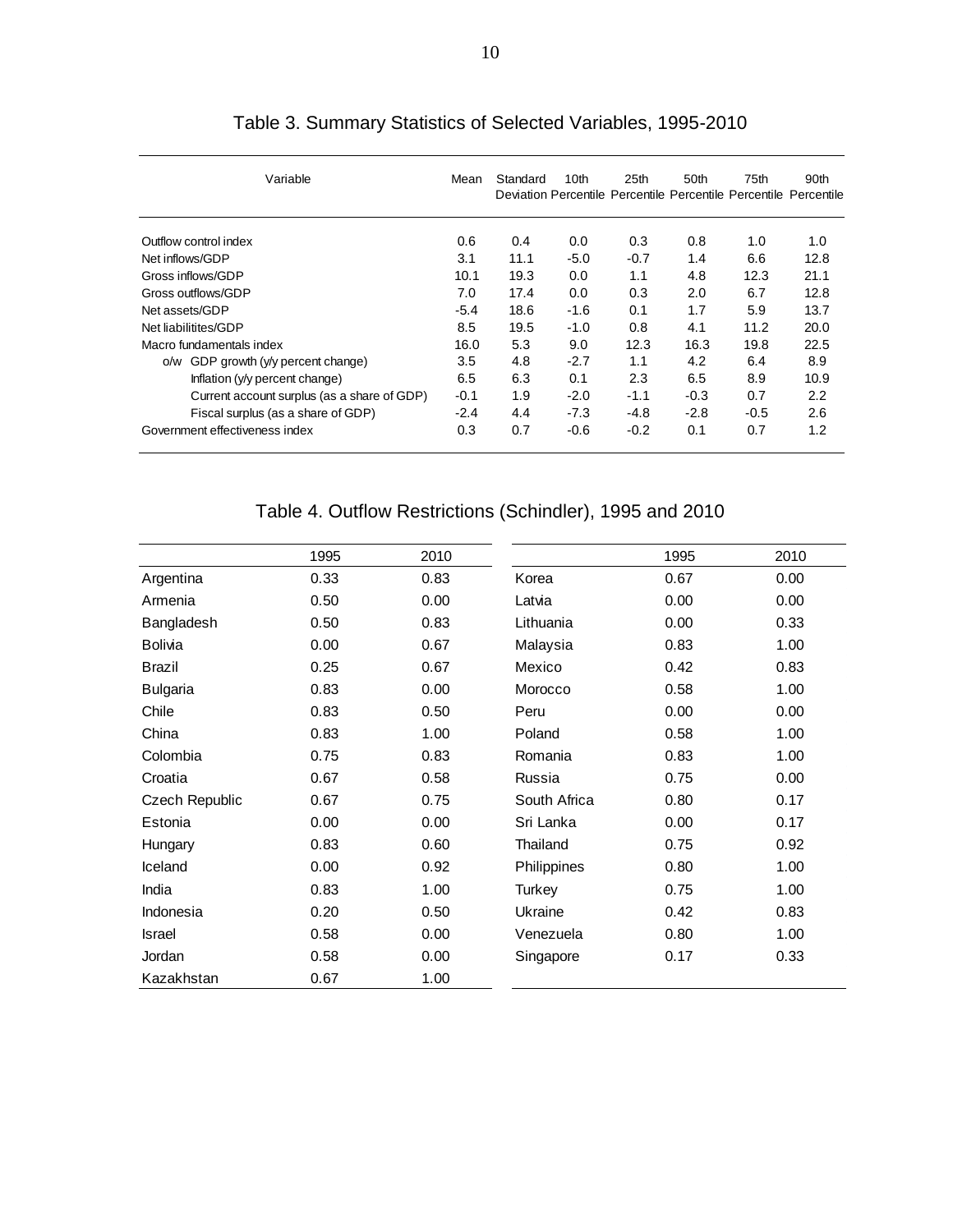## Table 3. Summary Statistics of Selected Variables, 1995-2010

| Variable | Mean | Standard Deviation | 10th Percentile | 25th Percentile | 50th Percentile | 75th Percentile | 90th Percentile |
|---|---|---|---|---|---|---|---|
| Outflow control index | 0.6 | 0.4 | 0.0 | 0.3 | 0.8 | 1.0 | 1.0 |
| Net inflows/GDP | 3.1 | 11.1 | -5.0 | -0.7 | 1.4 | 6.6 | 12.8 |
| Gross inflows/GDP | 10.1 | 19.3 | 0.0 | 1.1 | 4.8 | 12.3 | 21.1 |
| Gross outflows/GDP | 7.0 | 17.4 | 0.0 | 0.3 | 2.0 | 6.7 | 12.8 |
| Net assets/GDP | -5.4 | 18.6 | -1.6 | 0.1 | 1.7 | 5.9 | 13.7 |
| Net liabilitites/GDP | 8.5 | 19.5 | -1.0 | 0.8 | 4.1 | 11.2 | 20.0 |
| Macro fundamentals index | 16.0 | 5.3 | 9.0 | 12.3 | 16.3 | 19.8 | 22.5 |
| o/w GDP growth (y/y percent change) | 3.5 | 4.8 | -2.7 | 1.1 | 4.2 | 6.4 | 8.9 |
| Inflation (y/y percent change) | 6.5 | 6.3 | 0.1 | 2.3 | 6.5 | 8.9 | 10.9 |
| Current account surplus (as a share of GDP) | -0.1 | 1.9 | -2.0 | -1.1 | -0.3 | 0.7 | 2.2 |
| Fiscal surplus (as a share of GDP) | -2.4 | 4.4 | -7.3 | -4.8 | -2.8 | -0.5 | 2.6 |
| Government effectiveness index | 0.3 | 0.7 | -0.6 | -0.2 | 0.1 | 0.7 | 1.2 |

## Table 4. Outflow Restrictions (Schindler), 1995 and 2010

| | 1995 | 2010 | | 1995 | 2010 |
|---|---|---|---|---|---|
| Argentina | 0.33 | 0.83 | Korea | 0.67 | 0.00 |
| Armenia | 0.50 | 0.00 | Latvia | 0.00 | 0.00 |
| Bangladesh | 0.50 | 0.83 | Lithuania | 0.00 | 0.33 |
| Bolivia | 0.00 | 0.67 | Malaysia | 0.83 | 1.00 |
| Brazil | 0.25 | 0.67 | Mexico | 0.42 | 0.83 |
| Bulgaria | 0.83 | 0.00 | Morocco | 0.58 | 1.00 |
| Chile | 0.83 | 0.50 | Peru | 0.00 | 0.00 |
| China | 0.83 | 1.00 | Poland | 0.58 | 1.00 |
| Colombia | 0.75 | 0.83 | Romania | 0.83 | 1.00 |
| Croatia | 0.67 | 0.58 | Russia | 0.75 | 0.00 |
| Czech Republic | 0.67 | 0.75 | South Africa | 0.80 | 0.17 |
| Estonia | 0.00 | 0.00 | Sri Lanka | 0.00 | 0.17 |
| Hungary | 0.83 | 0.60 | Thailand | 0.75 | 0.92 |
| Iceland | 0.00 | 0.92 | Philippines | 0.80 | 1.00 |
| India | 0.83 | 1.00 | Turkey | 0.75 | 1.00 |
| Indonesia | 0.20 | 0.50 | Ukraine | 0.42 | 0.83 |
| Israel | 0.58 | 0.00 | Venezuela | 0.80 | 1.00 |
| Jordan | 0.58 | 0.00 | Singapore | 0.17 | 0.33 |
| Kazakhstan | 0.67 | 1.00 | | | |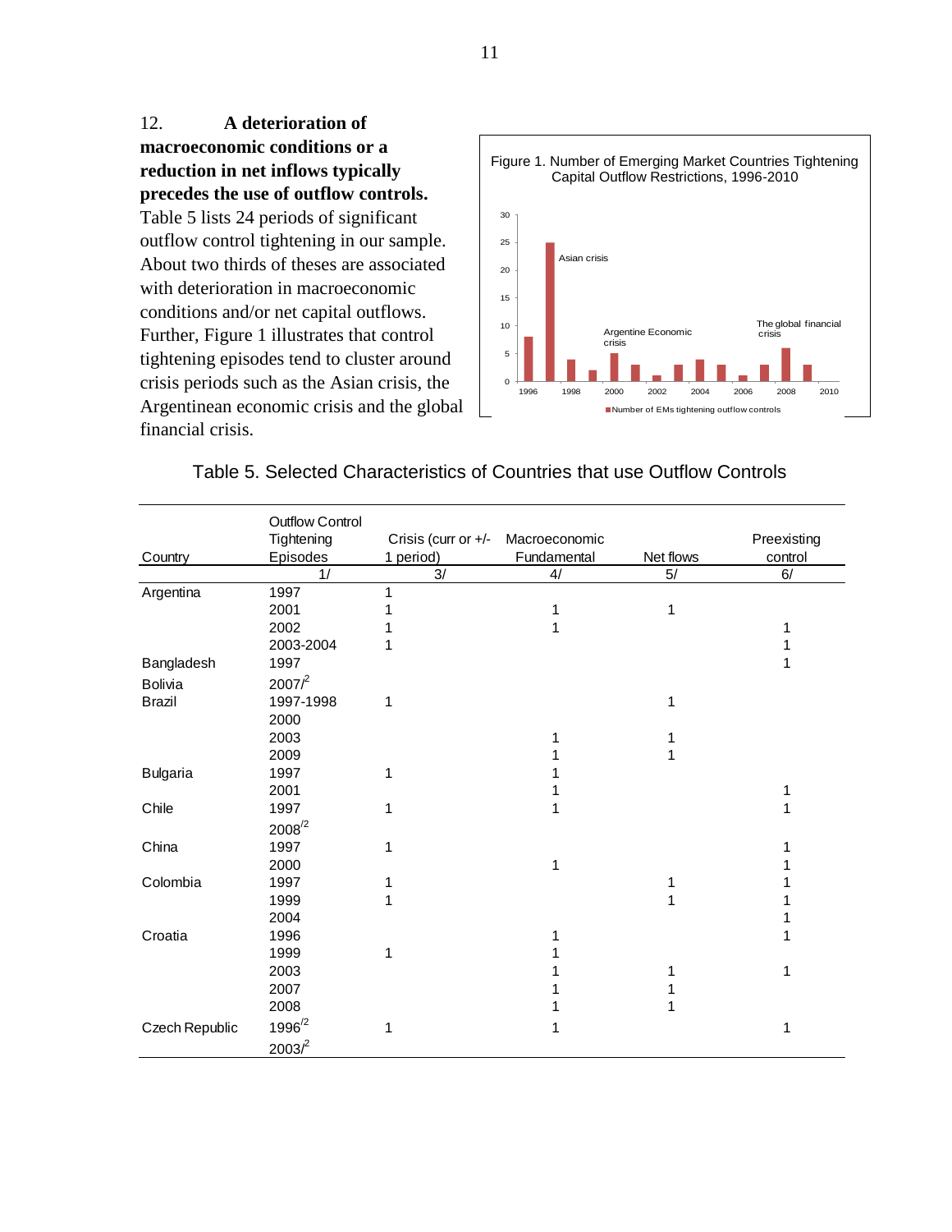12. **A deterioration of macroeconomic conditions or a reduction in net inflows typically precedes the use of outflow controls.** Table 5 lists 24 periods of significant outflow control tightening in our sample. About two thirds of theses are associated with deterioration in macroeconomic conditions and/or net capital outflows. Further, Figure 1 illustrates that control tightening episodes tend to cluster around crisis periods such as the Asian crisis, the Argentinean economic crisis and the global financial crisis.

Figure 1. Number of Emerging Market Countries Tightening Capital Outflow Restrictions, 1996-2010

Table 5. Selected Characteristics of Countries that use Outflow Controls

| Country | Outflow Control Tightening Episodes | Crisis (curr or +/- 1 period) | Macroeconomic Fundamental | Net flows | Preexisting control |
|---|---|---|---|---|---|
| | 1/ | 3/ | 4/ | 5/ | 6/ |
| Argentina | 1997 | 1 | | | |
| | 2001 | 1 | 1 | 1 | |
| | 2002 | 1 | 1 | | 1 |
| | 2003-2004 | 1 | | | 1 |
| Bangladesh | 1997 | | | | 1 |
| Bolivia | 2007/[2] | | | | |
| Brazil | 1997-1998 | 1 | | 1 | |
| | 2000 | | | | |
| | 2003 | | 1 | 1 | |
| | 2009 | | 1 | 1 | |
| Bulgaria | 1997 | 1 | 1 | | |
| | 2001 | | 1 | | 1 |
| Chile | 1997 | 1 | 1 | | 1 |
| | 2008/[2] | | | | |
| China | 1997 | 1 | | | 1 |
| | 2000 | | 1 | | 1 |
| Colombia | 1997 | 1 | | 1 | 1 |
| | 1999 | 1 | | 1 | 1 |
| | 2004 | | | | 1 |
| Croatia | 1996 | | 1 | | 1 |
| | 1999 | 1 | 1 | | |
| | 2003 | | 1 | 1 | 1 |
| | 2007 | | 1 | 1 | |
| | 2008 | | 1 | 1 | |
| Czech Republic | 1996/[2] | 1 | 1 | | 1 |
| | 2003/[2] | | | | |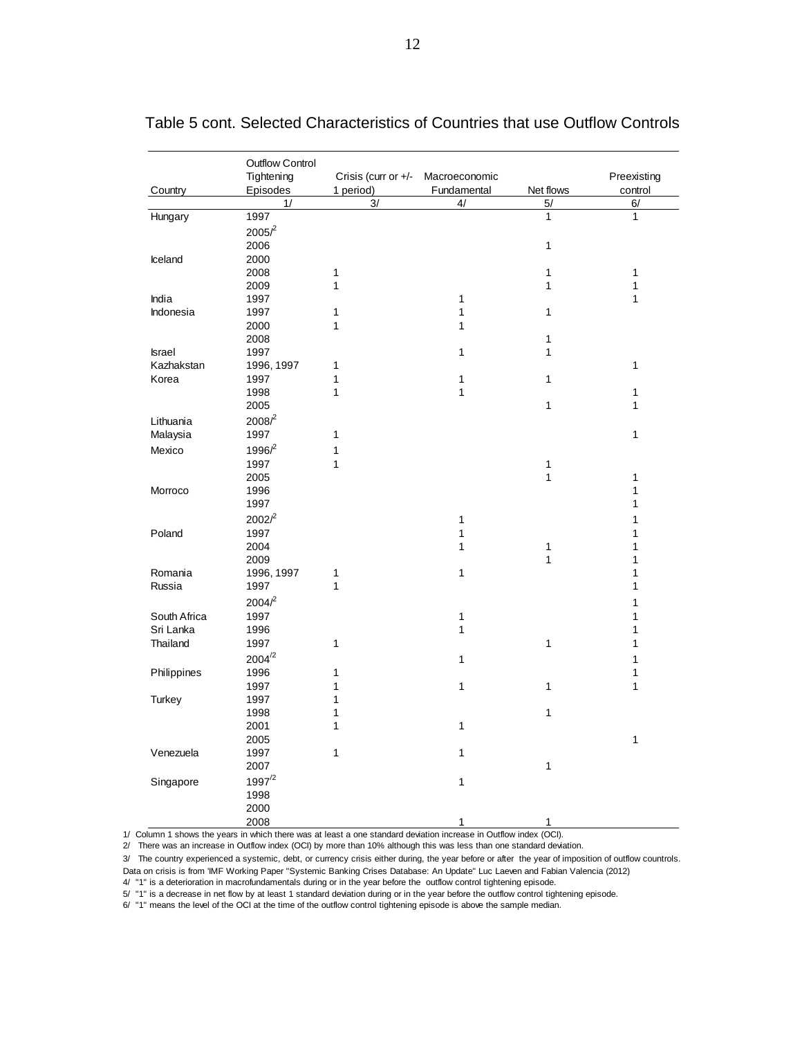Table 5 cont. Selected Characteristics of Countries that use Outflow Controls

| Country | Outflow Control Tightening Episodes | Crisis (curr or +/- 1 period) | Macroeconomic Fundamental | Net flows | Preexisting control |
|---|---|---|---|---|---|
| | 1/ | 3/ | 4/ | 5/ | 6/ |
| Hungary | 1997 | | | 1 | 1 |
| | 2005/[2] | | | | |
| | 2006 | | | 1 | |
| Iceland | 2000 | | | | |
| | 2008 | 1 | | 1 | 1 |
| | 2009 | 1 | | 1 | 1 |
| India | 1997 | | 1 | | 1 |
| Indonesia | 1997 | 1 | 1 | 1 | |
| | 2000 | 1 | 1 | | |
| | 2008 | | | 1 | |
| Israel | 1997 | | 1 | 1 | |
| Kazhakstan | 1996, 1997 | 1 | | | 1 |
| Korea | 1997 | 1 | 1 | 1 | |
| | 1998 | 1 | 1 | | 1 |
| | 2005 | | | 1 | 1 |
| Lithuania | 2008/[2] | | | | |
| Malaysia | 1997 | 1 | | | 1 |
| Mexico | 1996/[2] | 1 | | | |
| | 1997 | 1 | | 1 | |
| | 2005 | | | 1 | 1 |
| Morroco | 1996 | | | | 1 |
| | 1997 | | | | 1 |
| | 2002/[2] | | 1 | | 1 |
| Poland | 1997 | | 1 | | 1 |
| | 2004 | | 1 | 1 | 1 |
| | 2009 | | | 1 | 1 |
| Romania | 1996, 1997 | 1 | 1 | | 1 |
| Russia | 1997 | 1 | | | 1 |
| | 2004/[2] | | | | 1 |
| South Africa | 1997 | | 1 | | 1 |
| Sri Lanka | 1996 | | 1 | | 1 |
| Thailand | 1997 | 1 | | 1 | 1 |
| | 2004/[2] | | 1 | | 1 |
| Philippines | 1996 | 1 | | | 1 |
| | 1997 | 1 | 1 | 1 | 1 |
| Turkey | 1997 | 1 | | | |
| | 1998 | 1 | | 1 | |
| | 2001 | 1 | 1 | | |
| | 2005 | | | | 1 |
| Venezuela | 1997 | 1 | 1 | | |
| | 2007 | | | 1 | |
| Singapore | 1997/[2] | | 1 | | |
| | 1998 | | | | |
| | 2000 | | | | |
| | 2008 | | 1 | 1 | |

1/ Column 1 shows the years in which there was at least a one standard deviation increase in Outflow index (OCI).

2/ There was an increase in Outflow index (OCI) by more than 10% although this was less than one standard deviation.

3/ The country experienced a systemic, debt, or currency crisis either during, the year before or after the year of imposition of outflow countrols. Data on crisis is from 'IMF Working Paper "Systemic Banking Crises Database: An Update" Luc Laeven and Fabian Valencia (2012)

4/ "1" is a deterioration in macrofundamentals during or in the year before the outflow control tightening episode.

5/ "1" is a decrease in net flow by at least 1 standard deviation during or in the year before the outflow control tightening episode.

6/ "1" means the level of the OCI at the time of the outflow control tightening episode is above the sample median.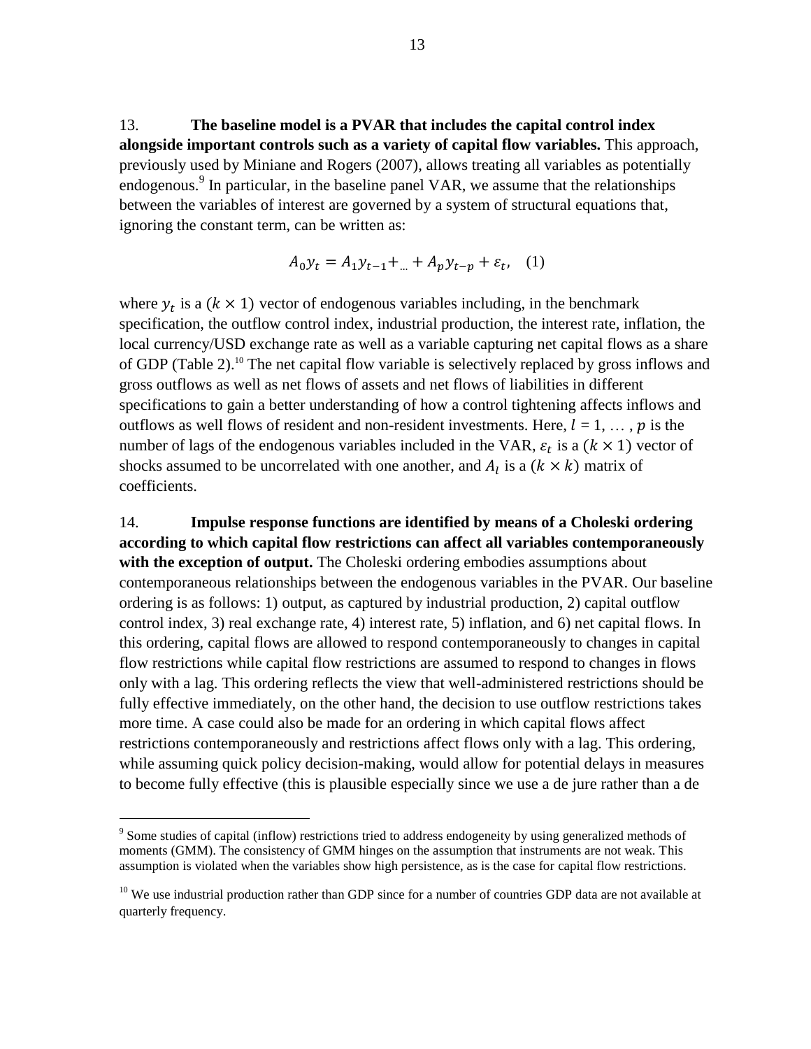13. **The baseline model is a PVAR that includes the capital control index alongside important controls such as a variety of capital flow variables.** This approach, previously used by Miniane and Rogers (2007), allows treating all variables as potentially endogenous.[9] In particular, in the baseline panel VAR, we assume that the relationships between the variables of interest are governed by a system of structural equations that, ignoring the constant term, can be written as:

$$A_0 y_t = A_1 y_{t-1} + _{...} + A_p y_{t-p} + \varepsilon_t, \quad (1)$$

where $y_t$ is a $(k \times 1)$ vector of endogenous variables including, in the benchmark specification, the outflow control index, industrial production, the interest rate, inflation, the local currency/USD exchange rate as well as a variable capturing net capital flows as a share of GDP (Table 2).[10] The net capital flow variable is selectively replaced by gross inflows and gross outflows as well as net flows of assets and net flows of liabilities in different specifications to gain a better understanding of how a control tightening affects inflows and outflows as well flows of resident and non-resident investments. Here, $l = 1, \ldots, p$ is the number of lags of the endogenous variables included in the VAR, $\varepsilon_t$ is a $(k \times 1)$ vector of shocks assumed to be uncorrelated with one another, and $A_l$ is a $(k \times k)$ matrix of coefficients.

14. **Impulse response functions are identified by means of a Choleski ordering according to which capital flow restrictions can affect all variables contemporaneously with the exception of output.** The Choleski ordering embodies assumptions about contemporaneous relationships between the endogenous variables in the PVAR. Our baseline ordering is as follows: 1) output, as captured by industrial production, 2) capital outflow control index, 3) real exchange rate, 4) interest rate, 5) inflation, and 6) net capital flows. In this ordering, capital flows are allowed to respond contemporaneously to changes in capital flow restrictions while capital flow restrictions are assumed to respond to changes in flows only with a lag. This ordering reflects the view that well-administered restrictions should be fully effective immediately, on the other hand, the decision to use outflow restrictions takes more time. A case could also be made for an ordering in which capital flows affect restrictions contemporaneously and restrictions affect flows only with a lag. This ordering, while assuming quick policy decision-making, would allow for potential delays in measures to become fully effective (this is plausible especially since we use a de jure rather than a de

[9] Some studies of capital (inflow) restrictions tried to address endogeneity by using generalized methods of moments (GMM). The consistency of GMM hinges on the assumption that instruments are not weak. This assumption is violated when the variables show high persistence, as is the case for capital flow restrictions.

[10] We use industrial production rather than GDP since for a number of countries GDP data are not available at quarterly frequency.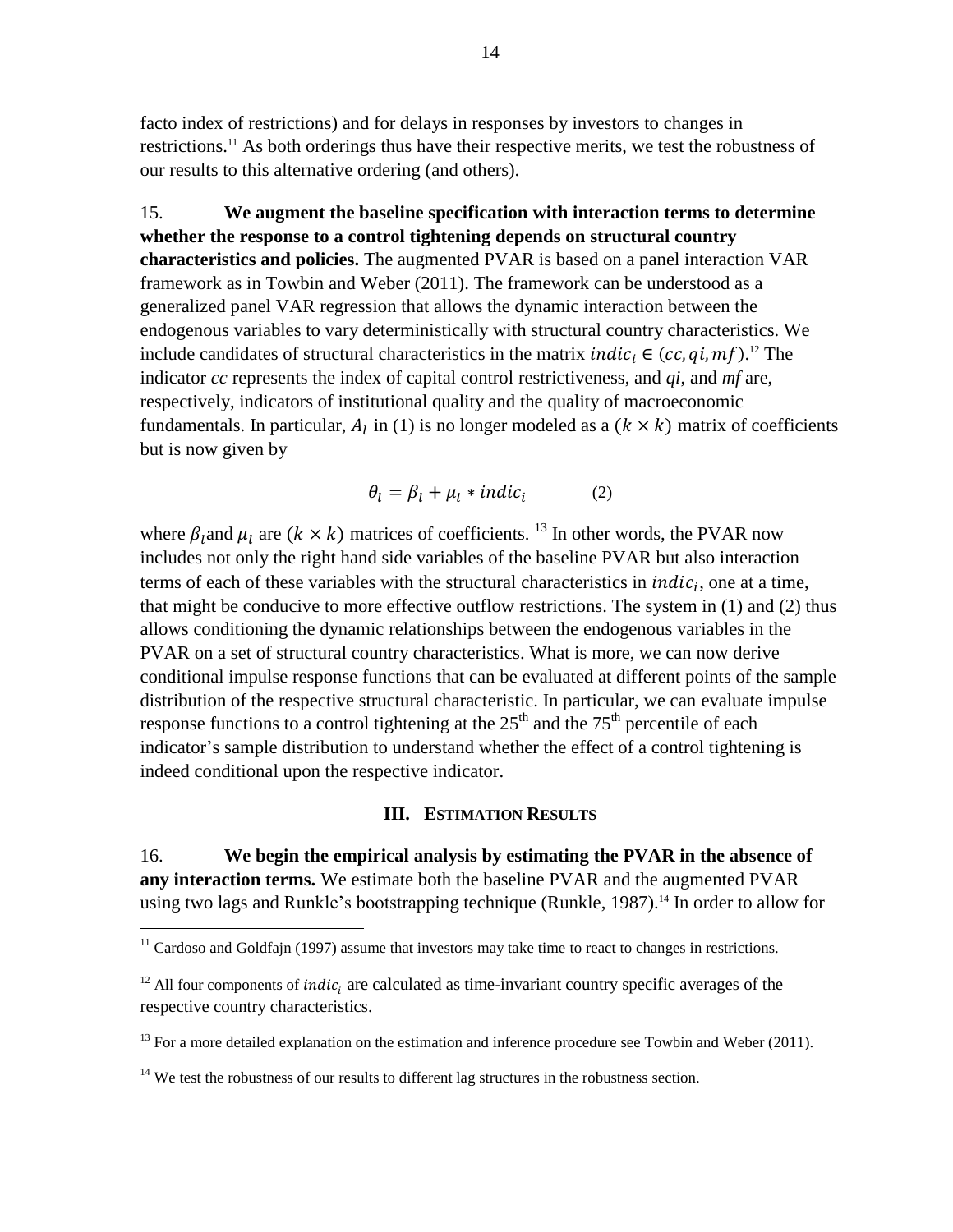facto index of restrictions) and for delays in responses by investors to changes in restrictions.[11] As both orderings thus have their respective merits, we test the robustness of our results to this alternative ordering (and others).

15. **We augment the baseline specification with interaction terms to determine whether the response to a control tightening depends on structural country characteristics and policies.** The augmented PVAR is based on a panel interaction VAR framework as in Towbin and Weber (2011). The framework can be understood as a generalized panel VAR regression that allows the dynamic interaction between the endogenous variables to vary deterministically with structural country characteristics. We include candidates of structural characteristics in the matrix $indic_i \in (cc, qi, mf)$.[12] The indicator *cc* represents the index of capital control restrictiveness, and *qi*, and *mf* are, respectively, indicators of institutional quality and the quality of macroeconomic fundamentals. In particular, $A_l$ in (1) is no longer modeled as a $(k \times k)$ matrix of coefficients but is now given by

$$\theta_l = \beta_l + \mu_l * indic_i \qquad (2)$$

where $\beta_l$ and $\mu_l$ are $(k \times k)$ matrices of coefficients.[13] In other words, the PVAR now includes not only the right hand side variables of the baseline PVAR but also interaction terms of each of these variables with the structural characteristics in $indic_i$, one at a time, that might be conducive to more effective outflow restrictions. The system in (1) and (2) thus allows conditioning the dynamic relationships between the endogenous variables in the PVAR on a set of structural country characteristics. What is more, we can now derive conditional impulse response functions that can be evaluated at different points of the sample distribution of the respective structural characteristic. In particular, we can evaluate impulse response functions to a control tightening at the 25th and the 75th percentile of each indicator's sample distribution to understand whether the effect of a control tightening is indeed conditional upon the respective indicator.

## III. Estimation Results

16. **We begin the empirical analysis by estimating the PVAR in the absence of any interaction terms.** We estimate both the baseline PVAR and the augmented PVAR using two lags and Runkle's bootstrapping technique (Runkle, 1987).[14] In order to allow for

---

[11] Cardoso and Goldfajn (1997) assume that investors may take time to react to changes in restrictions.

[12] All four components of $indic_i$ are calculated as time-invariant country specific averages of the respective country characteristics.

[13] For a more detailed explanation on the estimation and inference procedure see Towbin and Weber (2011).

[14] We test the robustness of our results to different lag structures in the robustness section.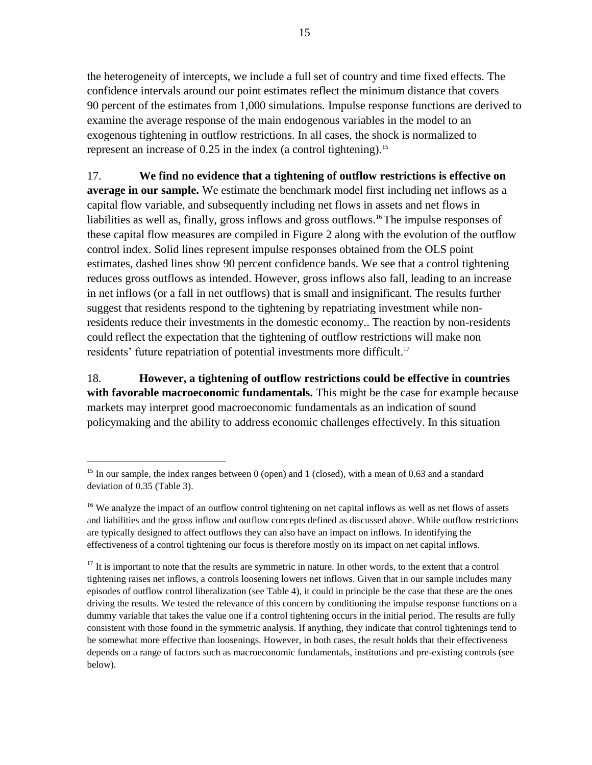the heterogeneity of intercepts, we include a full set of country and time fixed effects. The confidence intervals around our point estimates reflect the minimum distance that covers 90 percent of the estimates from 1,000 simulations. Impulse response functions are derived to examine the average response of the main endogenous variables in the model to an exogenous tightening in outflow restrictions. In all cases, the shock is normalized to represent an increase of 0.25 in the index (a control tightening).[15]

17. **We find no evidence that a tightening of outflow restrictions is effective on average in our sample.** We estimate the benchmark model first including net inflows as a capital flow variable, and subsequently including net flows in assets and net flows in liabilities as well as, finally, gross inflows and gross outflows.[16] The impulse responses of these capital flow measures are compiled in Figure 2 along with the evolution of the outflow control index. Solid lines represent impulse responses obtained from the OLS point estimates, dashed lines show 90 percent confidence bands. We see that a control tightening reduces gross outflows as intended. However, gross inflows also fall, leading to an increase in net inflows (or a fall in net outflows) that is small and insignificant. The results further suggest that residents respond to the tightening by repatriating investment while non-residents reduce their investments in the domestic economy.. The reaction by non-residents could reflect the expectation that the tightening of outflow restrictions will make non residents' future repatriation of potential investments more difficult.[17]

18. **However, a tightening of outflow restrictions could be effective in countries with favorable macroeconomic fundamentals.** This might be the case for example because markets may interpret good macroeconomic fundamentals as an indication of sound policymaking and the ability to address economic challenges effectively. In this situation

---

[15] In our sample, the index ranges between 0 (open) and 1 (closed), with a mean of 0.63 and a standard deviation of 0.35 (Table 3).

[16] We analyze the impact of an outflow control tightening on net capital inflows as well as net flows of assets and liabilities and the gross inflow and outflow concepts defined as discussed above. While outflow restrictions are typically designed to affect outflows they can also have an impact on inflows. In identifying the effectiveness of a control tightening our focus is therefore mostly on its impact on net capital inflows.

[17] It is important to note that the results are symmetric in nature. In other words, to the extent that a control tightening raises net inflows, a controls loosening lowers net inflows. Given that in our sample includes many episodes of outflow control liberalization (see Table 4), it could in principle be the case that these are the ones driving the results. We tested the relevance of this concern by conditioning the impulse response functions on a dummy variable that takes the value one if a control tightening occurs in the initial period. The results are fully consistent with those found in the symmetric analysis. If anything, they indicate that control tightenings tend to be somewhat more effective than loosenings. However, in both cases, the result holds that their effectiveness depends on a range of factors such as macroeconomic fundamentals, institutions and pre-existing controls (see below).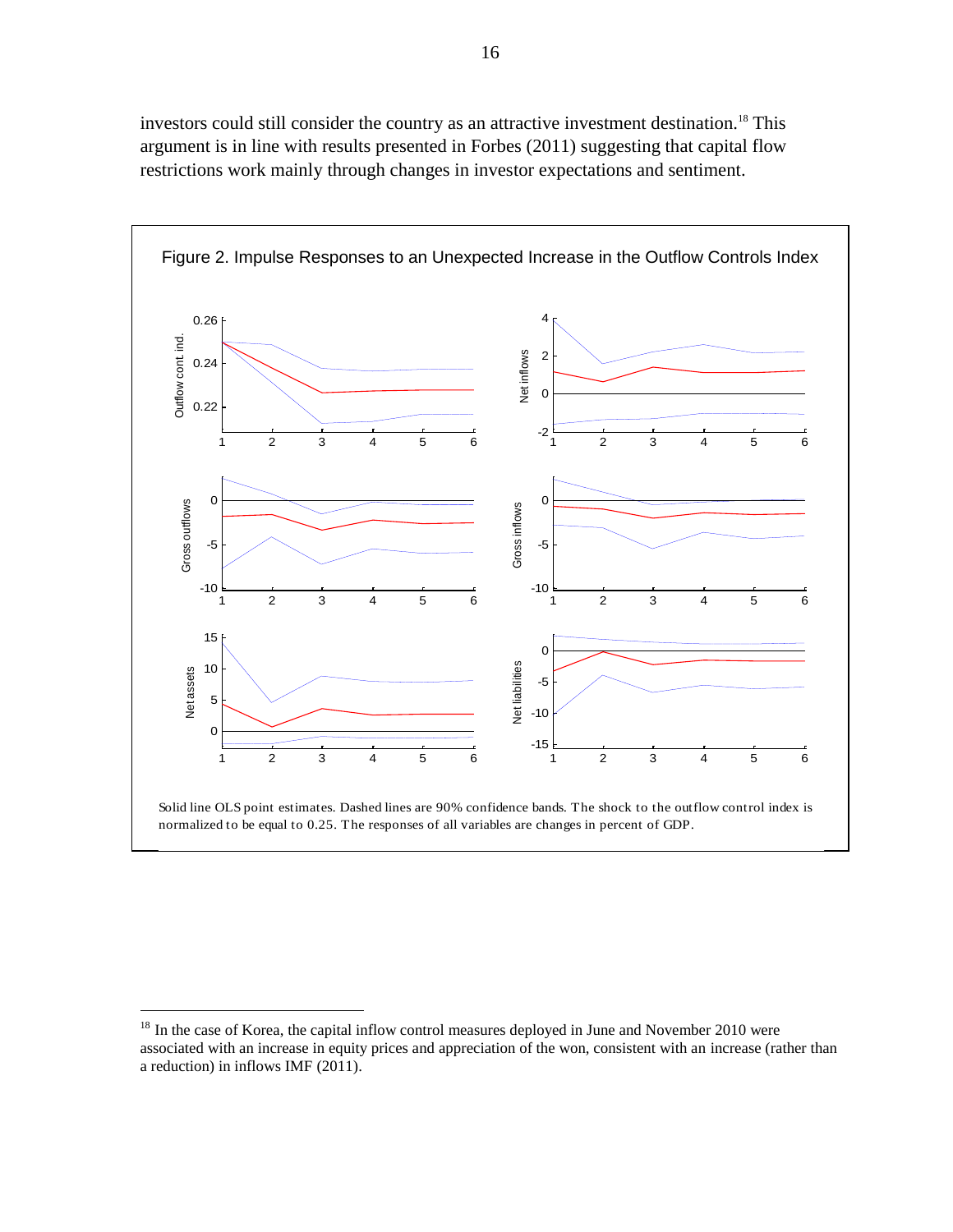investors could still consider the country as an attractive investment destination.[18] This argument is in line with results presented in Forbes (2011) suggesting that capital flow restrictions work mainly through changes in investor expectations and sentiment.

Figure 2. Impulse Responses to an Unexpected Increase in the Outflow Controls Index

Solid line OLS point estimates. Dashed lines are 90% confidence bands. The shock to the outflow control index is normalized to be equal to 0.25. The responses of all variables are changes in percent of GDP.

---

[18] In the case of Korea, the capital inflow control measures deployed in June and November 2010 were associated with an increase in equity prices and appreciation of the won, consistent with an increase (rather than a reduction) in inflows IMF (2011).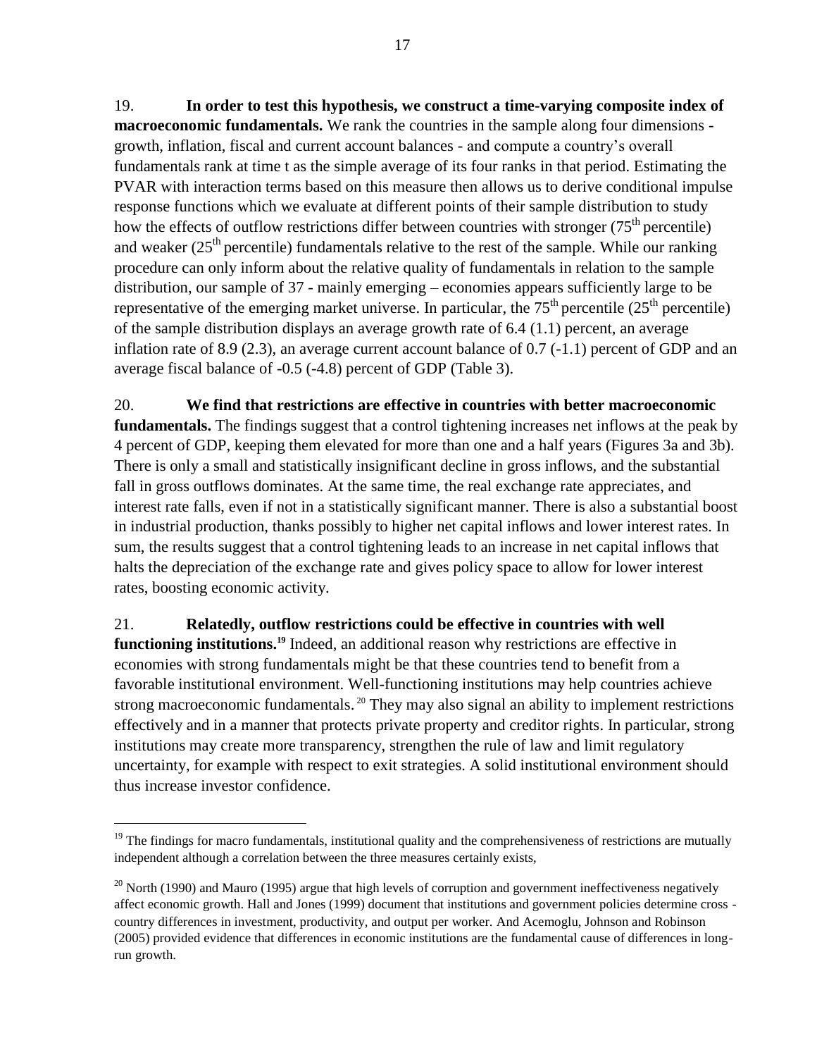19. **In order to test this hypothesis, we construct a time-varying composite index of macroeconomic fundamentals.** We rank the countries in the sample along four dimensions - growth, inflation, fiscal and current account balances - and compute a country's overall fundamentals rank at time t as the simple average of its four ranks in that period. Estimating the PVAR with interaction terms based on this measure then allows us to derive conditional impulse response functions which we evaluate at different points of their sample distribution to study how the effects of outflow restrictions differ between countries with stronger ($75^{th}$ percentile) and weaker ($25^{th}$ percentile) fundamentals relative to the rest of the sample. While our ranking procedure can only inform about the relative quality of fundamentals in relation to the sample distribution, our sample of 37 - mainly emerging – economies appears sufficiently large to be representative of the emerging market universe. In particular, the $75^{th}$ percentile ($25^{th}$ percentile) of the sample distribution displays an average growth rate of 6.4 (1.1) percent, an average inflation rate of 8.9 (2.3), an average current account balance of 0.7 (-1.1) percent of GDP and an average fiscal balance of -0.5 (-4.8) percent of GDP (Table 3).

20. **We find that restrictions are effective in countries with better macroeconomic fundamentals.** The findings suggest that a control tightening increases net inflows at the peak by 4 percent of GDP, keeping them elevated for more than one and a half years (Figures 3a and 3b). There is only a small and statistically insignificant decline in gross inflows, and the substantial fall in gross outflows dominates. At the same time, the real exchange rate appreciates, and interest rate falls, even if not in a statistically significant manner. There is also a substantial boost in industrial production, thanks possibly to higher net capital inflows and lower interest rates. In sum, the results suggest that a control tightening leads to an increase in net capital inflows that halts the depreciation of the exchange rate and gives policy space to allow for lower interest rates, boosting economic activity.

21. **Relatedly, outflow restrictions could be effective in countries with well functioning institutions.**[19] Indeed, an additional reason why restrictions are effective in economies with strong fundamentals might be that these countries tend to benefit from a favorable institutional environment. Well-functioning institutions may help countries achieve strong macroeconomic fundamentals.[20] They may also signal an ability to implement restrictions effectively and in a manner that protects private property and creditor rights. In particular, strong institutions may create more transparency, strengthen the rule of law and limit regulatory uncertainty, for example with respect to exit strategies. A solid institutional environment should thus increase investor confidence.

---

[19] The findings for macro fundamentals, institutional quality and the comprehensiveness of restrictions are mutually independent although a correlation between the three measures certainly exists,

[20] North (1990) and Mauro (1995) argue that high levels of corruption and government ineffectiveness negatively affect economic growth. Hall and Jones (1999) document that institutions and government policies determine cross - country differences in investment, productivity, and output per worker. And Acemoglu, Johnson and Robinson (2005) provided evidence that differences in economic institutions are the fundamental cause of differences in long-run growth.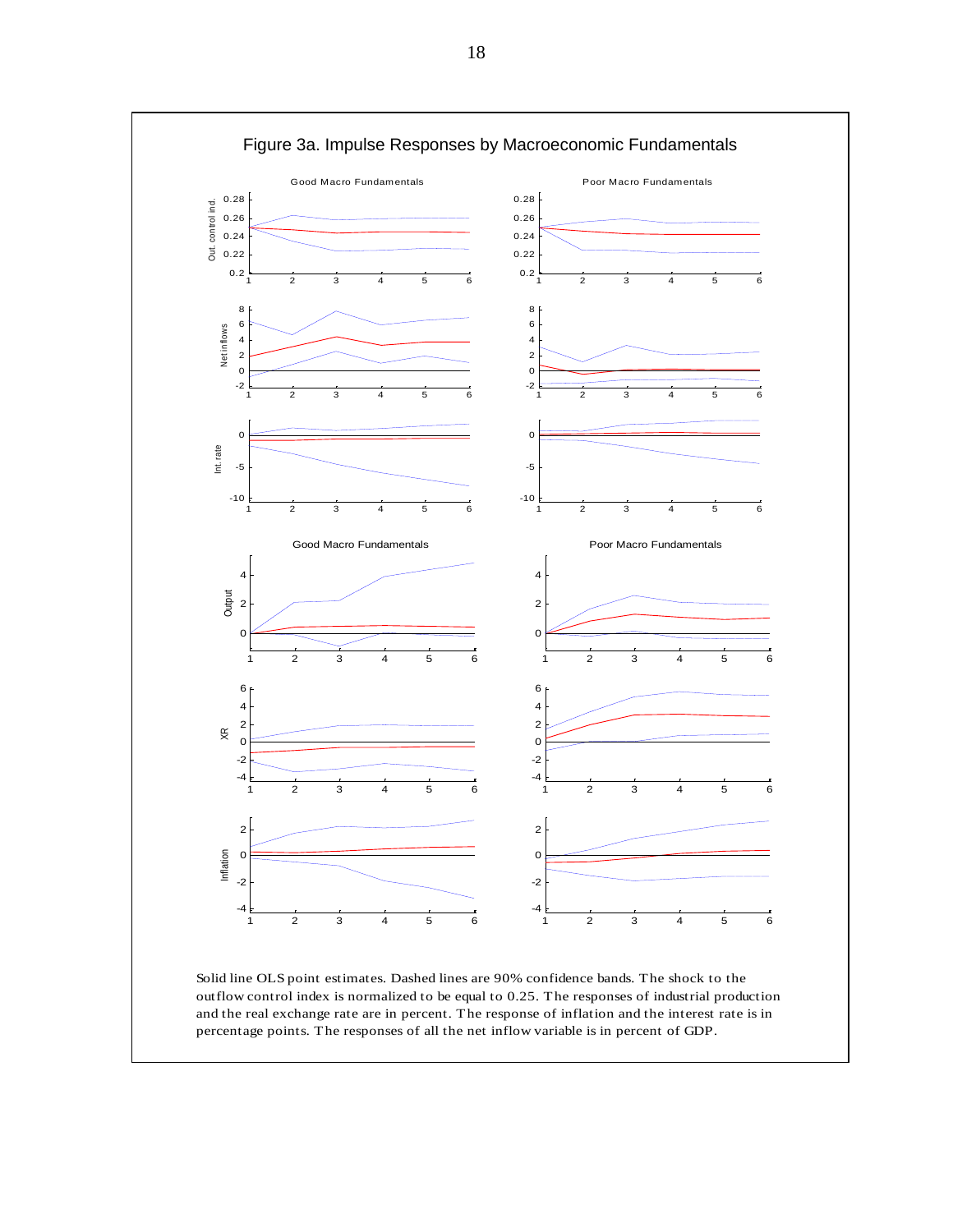Figure 3a. Impulse Responses by Macroeconomic Fundamentals

Solid line OLS point estimates. Dashed lines are 90% confidence bands. The shock to the outflow control index is normalized to be equal to 0.25. The responses of industrial production and the real exchange rate are in percent. The response of inflation and the interest rate is in percentage points. The responses of all the net inflow variable is in percent of GDP.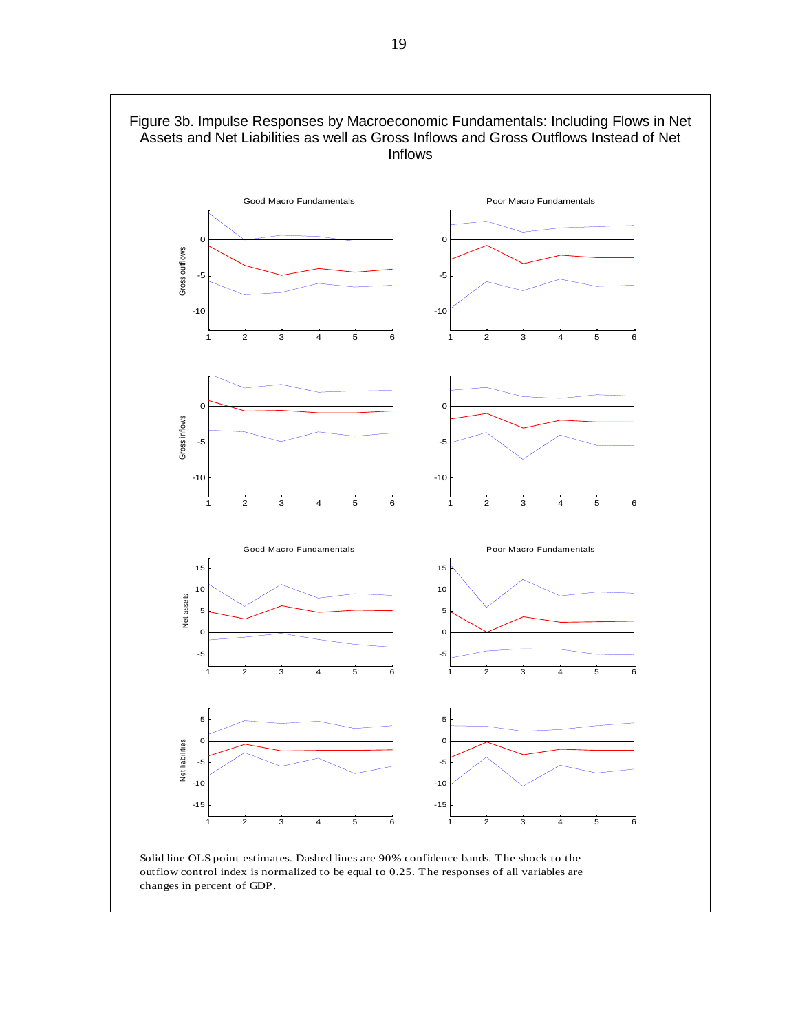Figure 3b. Impulse Responses by Macroeconomic Fundamentals: Including Flows in Net Assets and Net Liabilities as well as Gross Inflows and Gross Outflows Instead of Net Inflows

Solid line OLS point estimates. Dashed lines are 90% confidence bands. The shock to the outflow control index is normalized to be equal to 0.25. The responses of all variables are changes in percent of GDP.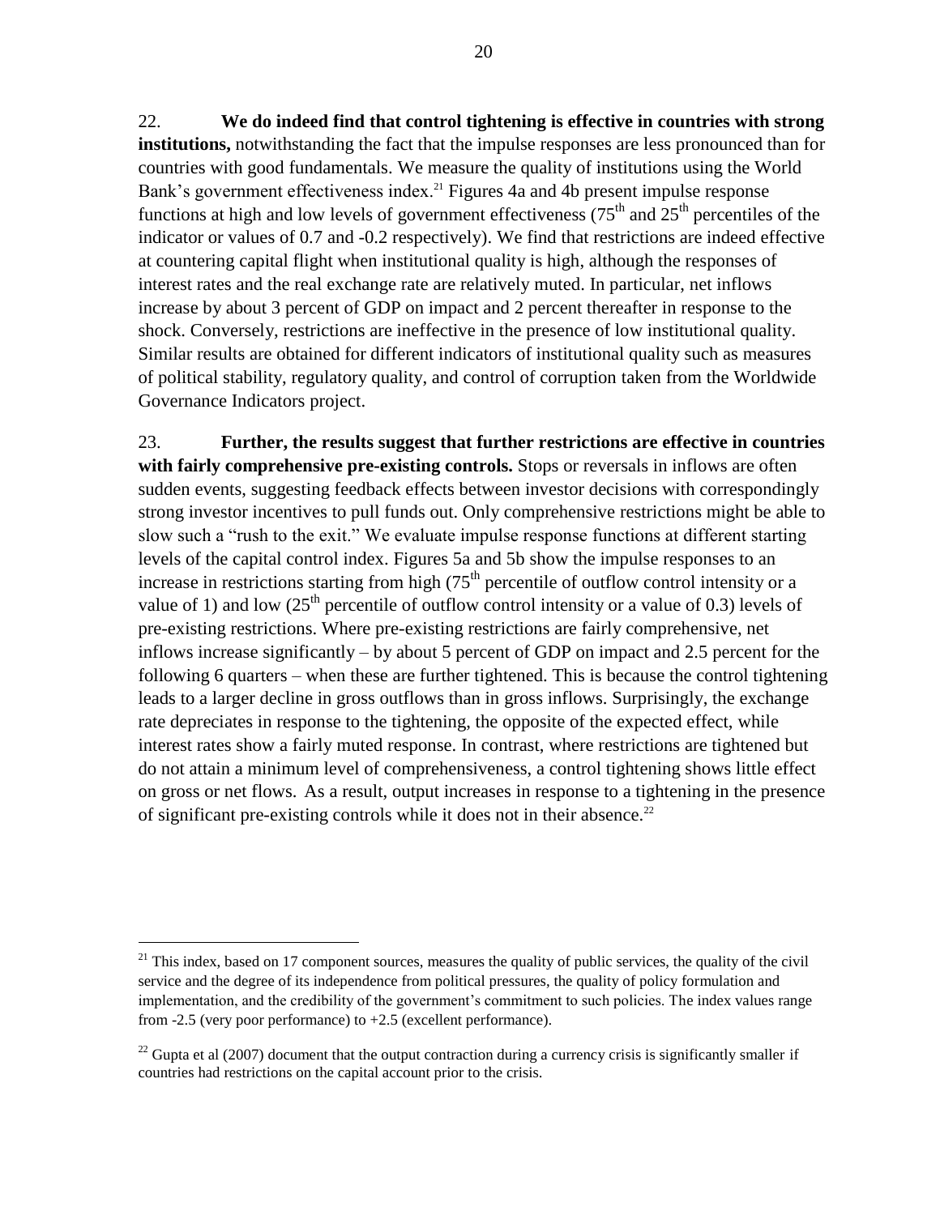22. **We do indeed find that control tightening is effective in countries with strong institutions,** notwithstanding the fact that the impulse responses are less pronounced than for countries with good fundamentals. We measure the quality of institutions using the World Bank's government effectiveness index.[21] Figures 4a and 4b present impulse response functions at high and low levels of government effectiveness (75$^{th}$ and 25$^{th}$ percentiles of the indicator or values of 0.7 and -0.2 respectively). We find that restrictions are indeed effective at countering capital flight when institutional quality is high, although the responses of interest rates and the real exchange rate are relatively muted. In particular, net inflows increase by about 3 percent of GDP on impact and 2 percent thereafter in response to the shock. Conversely, restrictions are ineffective in the presence of low institutional quality. Similar results are obtained for different indicators of institutional quality such as measures of political stability, regulatory quality, and control of corruption taken from the Worldwide Governance Indicators project.

23. **Further, the results suggest that further restrictions are effective in countries with fairly comprehensive pre-existing controls.** Stops or reversals in inflows are often sudden events, suggesting feedback effects between investor decisions with correspondingly strong investor incentives to pull funds out. Only comprehensive restrictions might be able to slow such a "rush to the exit." We evaluate impulse response functions at different starting levels of the capital control index. Figures 5a and 5b show the impulse responses to an increase in restrictions starting from high (75$^{th}$ percentile of outflow control intensity or a value of 1) and low (25$^{th}$ percentile of outflow control intensity or a value of 0.3) levels of pre-existing restrictions. Where pre-existing restrictions are fairly comprehensive, net inflows increase significantly – by about 5 percent of GDP on impact and 2.5 percent for the following 6 quarters – when these are further tightened. This is because the control tightening leads to a larger decline in gross outflows than in gross inflows. Surprisingly, the exchange rate depreciates in response to the tightening, the opposite of the expected effect, while interest rates show a fairly muted response. In contrast, where restrictions are tightened but do not attain a minimum level of comprehensiveness, a control tightening shows little effect on gross or net flows. As a result, output increases in response to a tightening in the presence of significant pre-existing controls while it does not in their absence.[22]

---

[21] This index, based on 17 component sources, measures the quality of public services, the quality of the civil service and the degree of its independence from political pressures, the quality of policy formulation and implementation, and the credibility of the government's commitment to such policies. The index values range from -2.5 (very poor performance) to +2.5 (excellent performance).

[22] Gupta et al (2007) document that the output contraction during a currency crisis is significantly smaller if countries had restrictions on the capital account prior to the crisis.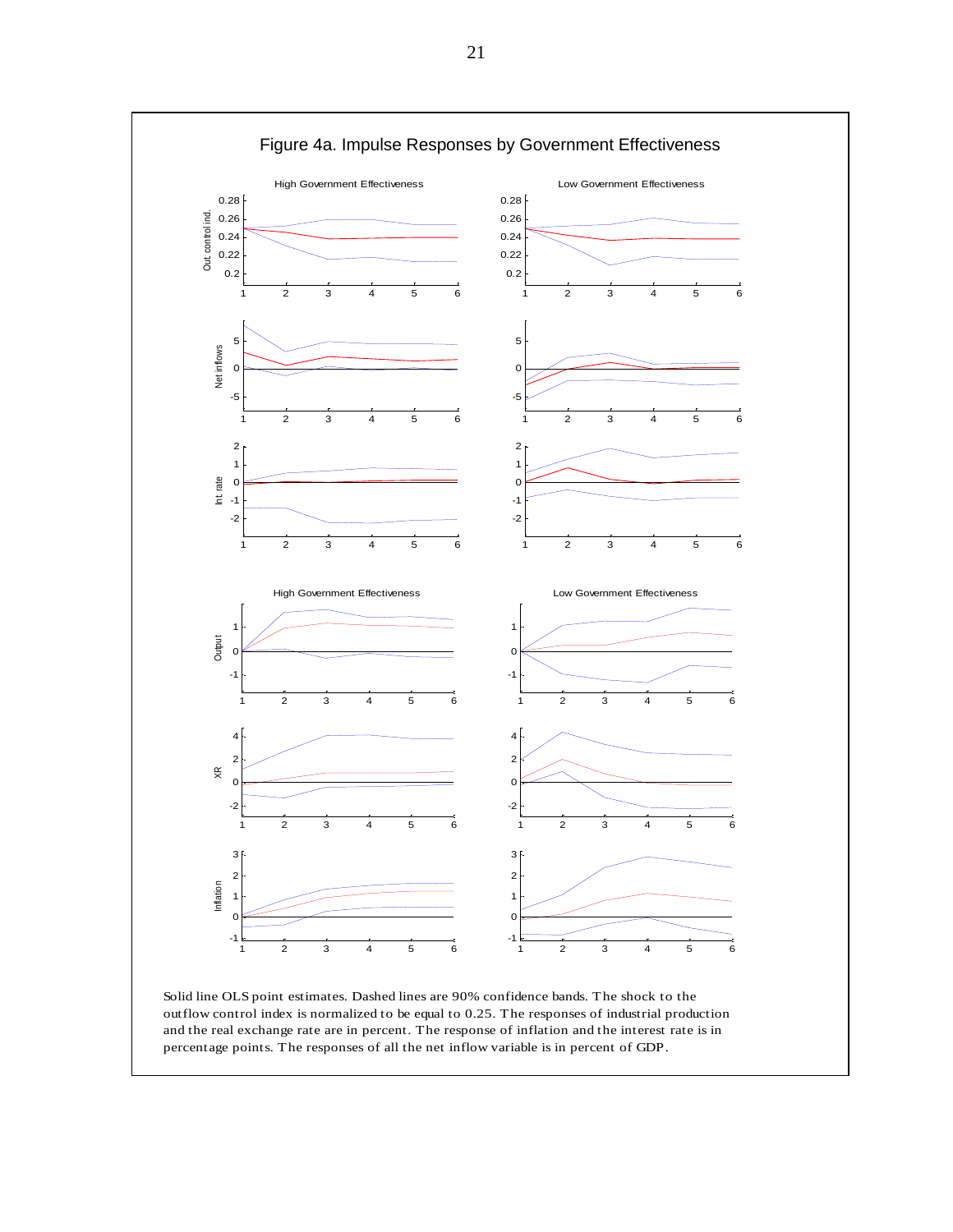Figure 4a. Impulse Responses by Government Effectiveness

Solid line OLS point estimates. Dashed lines are 90% confidence bands. The shock to the outflow control index is normalized to be equal to 0.25. The responses of industrial production and the real exchange rate are in percent. The response of inflation and the interest rate is in percentage points. The responses of all the net inflow variable is in percent of GDP.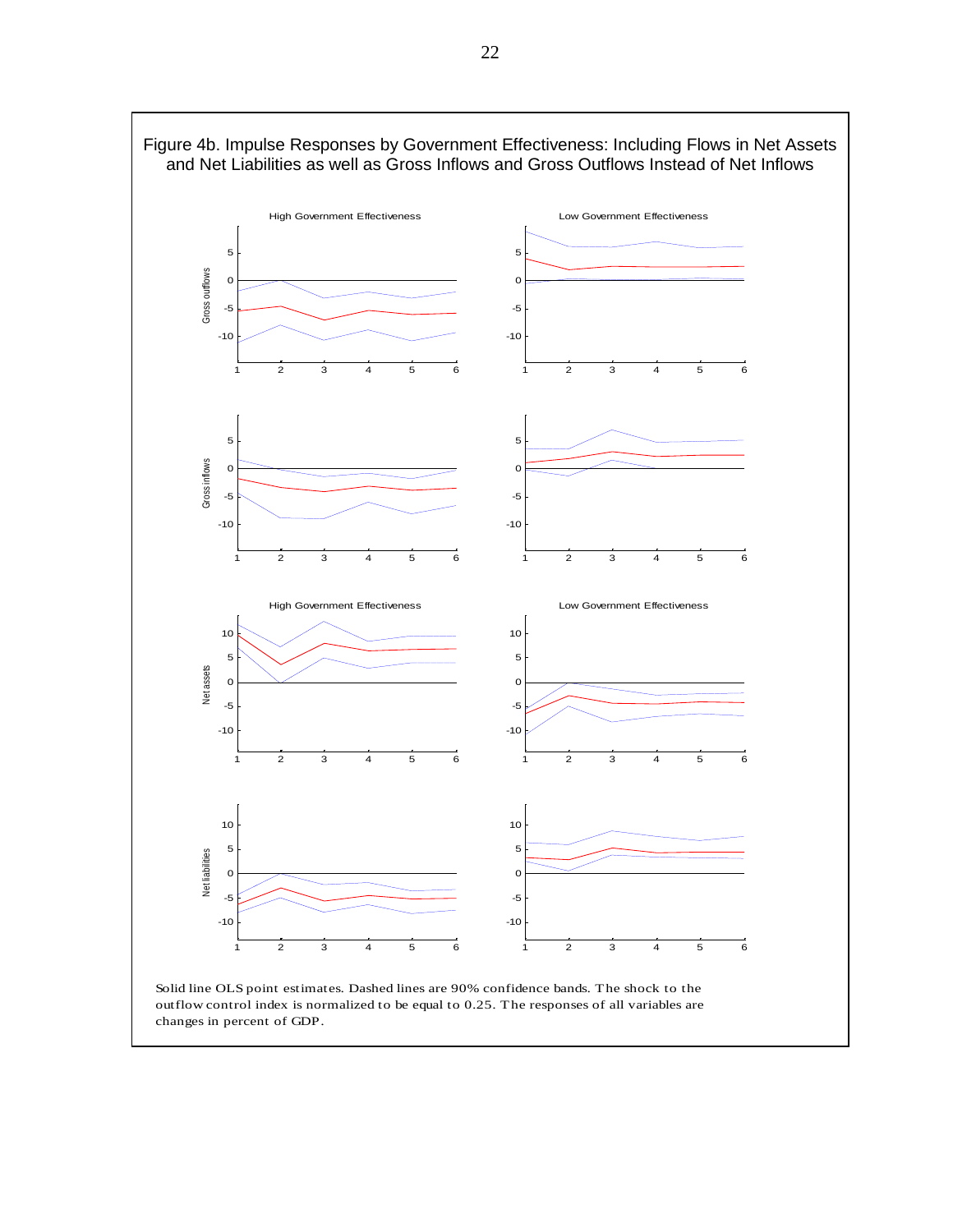Figure 4b. Impulse Responses by Government Effectiveness: Including Flows in Net Assets and Net Liabilities as well as Gross Inflows and Gross Outflows Instead of Net Inflows

Solid line OLS point estimates. Dashed lines are 90% confidence bands. The shock to the outflow control index is normalized to be equal to 0.25. The responses of all variables are changes in percent of GDP.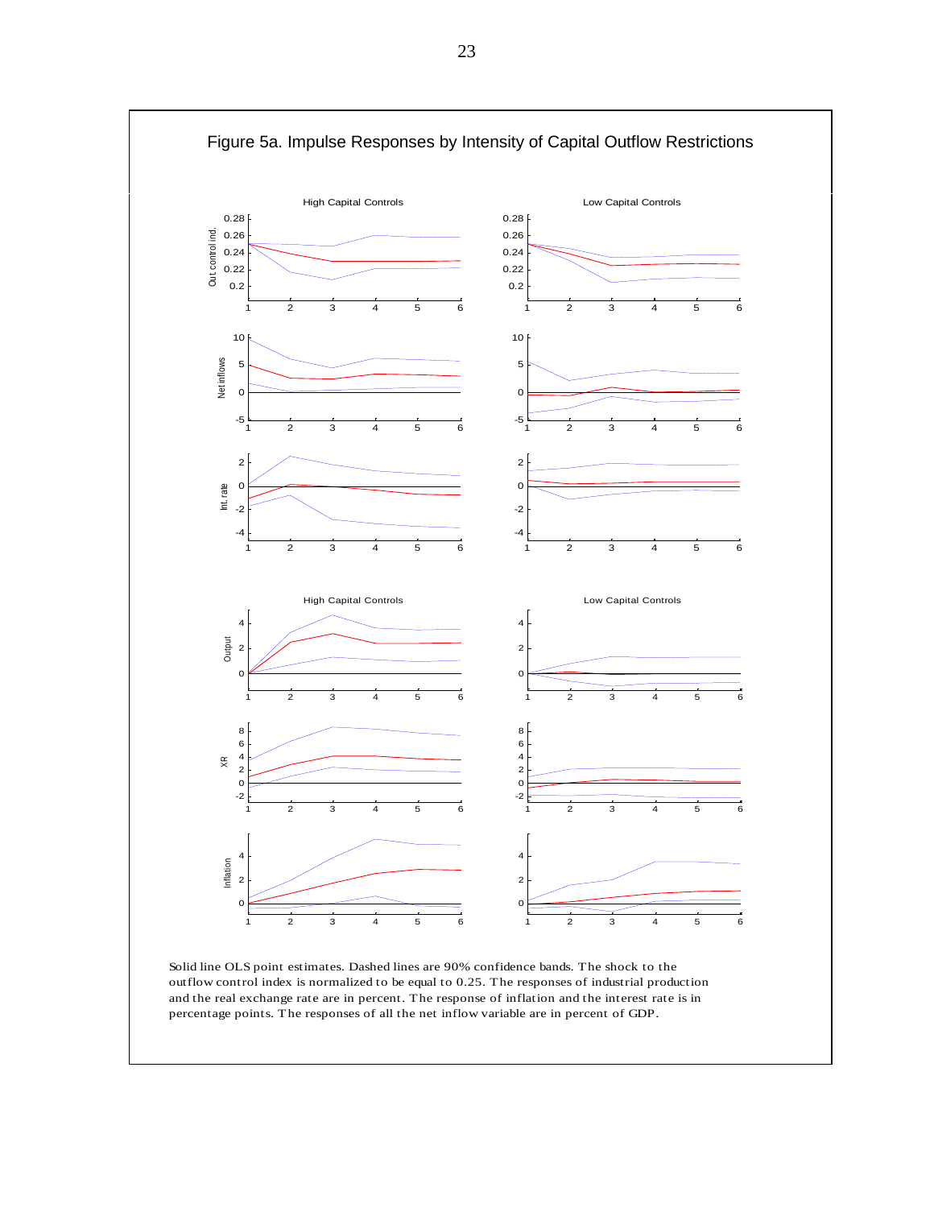## Figure 5a. Impulse Responses by Intensity of Capital Outflow Restrictions

Solid line OLS point estimates. Dashed lines are 90% confidence bands. The shock to the outflow control index is normalized to be equal to 0.25. The responses of industrial production and the real exchange rate are in percent. The response of inflation and the interest rate is in percentage points. The responses of all the net inflow variable are in percent of GDP.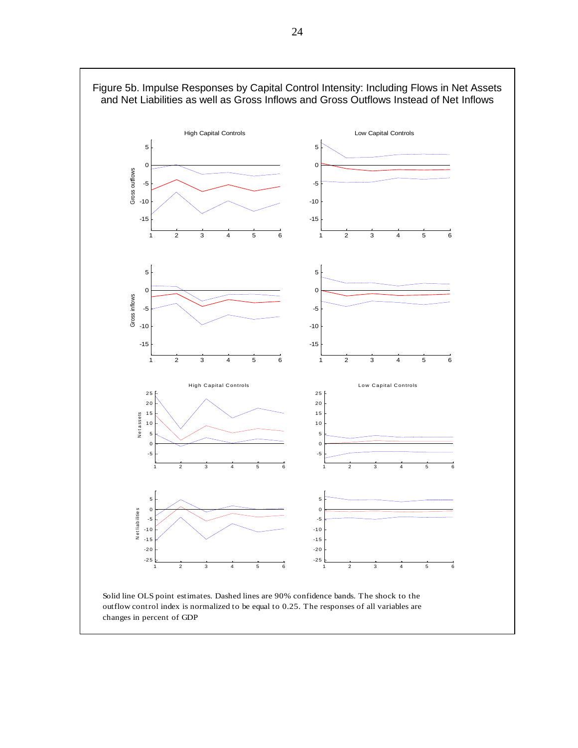## Figure 5b. Impulse Responses by Capital Control Intensity: Including Flows in Net Assets and Net Liabilities as well as Gross Inflows and Gross Outflows Instead of Net Inflows

Solid line OLS point estimates. Dashed lines are 90% confidence bands. The shock to the outflow control index is normalized to be equal to 0.25. The responses of all variables are changes in percent of GDP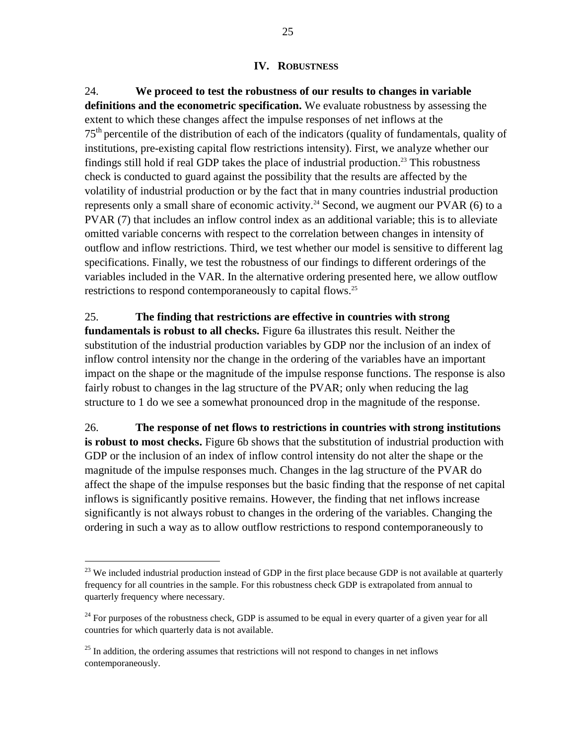## IV. Robustness

24. **We proceed to test the robustness of our results to changes in variable definitions and the econometric specification.** We evaluate robustness by assessing the extent to which these changes affect the impulse responses of net inflows at the $75^{th}$ percentile of the distribution of each of the indicators (quality of fundamentals, quality of institutions, pre-existing capital flow restrictions intensity). First, we analyze whether our findings still hold if real GDP takes the place of industrial production.[23] This robustness check is conducted to guard against the possibility that the results are affected by the volatility of industrial production or by the fact that in many countries industrial production represents only a small share of economic activity.[24] Second, we augment our PVAR (6) to a PVAR (7) that includes an inflow control index as an additional variable; this is to alleviate omitted variable concerns with respect to the correlation between changes in intensity of outflow and inflow restrictions. Third, we test whether our model is sensitive to different lag specifications. Finally, we test the robustness of our findings to different orderings of the variables included in the VAR. In the alternative ordering presented here, we allow outflow restrictions to respond contemporaneously to capital flows.[25]

25. **The finding that restrictions are effective in countries with strong fundamentals is robust to all checks.** Figure 6a illustrates this result. Neither the substitution of the industrial production variables by GDP nor the inclusion of an index of inflow control intensity nor the change in the ordering of the variables have an important impact on the shape or the magnitude of the impulse response functions. The response is also fairly robust to changes in the lag structure of the PVAR; only when reducing the lag structure to 1 do we see a somewhat pronounced drop in the magnitude of the response.

26. **The response of net flows to restrictions in countries with strong institutions is robust to most checks.** Figure 6b shows that the substitution of industrial production with GDP or the inclusion of an index of inflow control intensity do not alter the shape or the magnitude of the impulse responses much. Changes in the lag structure of the PVAR do affect the shape of the impulse responses but the basic finding that the response of net capital inflows is significantly positive remains. However, the finding that net inflows increase significantly is not always robust to changes in the ordering of the variables. Changing the ordering in such a way as to allow outflow restrictions to respond contemporaneously to

---

[23] We included industrial production instead of GDP in the first place because GDP is not available at quarterly frequency for all countries in the sample. For this robustness check GDP is extrapolated from annual to quarterly frequency where necessary.

[24] For purposes of the robustness check, GDP is assumed to be equal in every quarter of a given year for all countries for which quarterly data is not available.

[25] In addition, the ordering assumes that restrictions will not respond to changes in net inflows contemporaneously.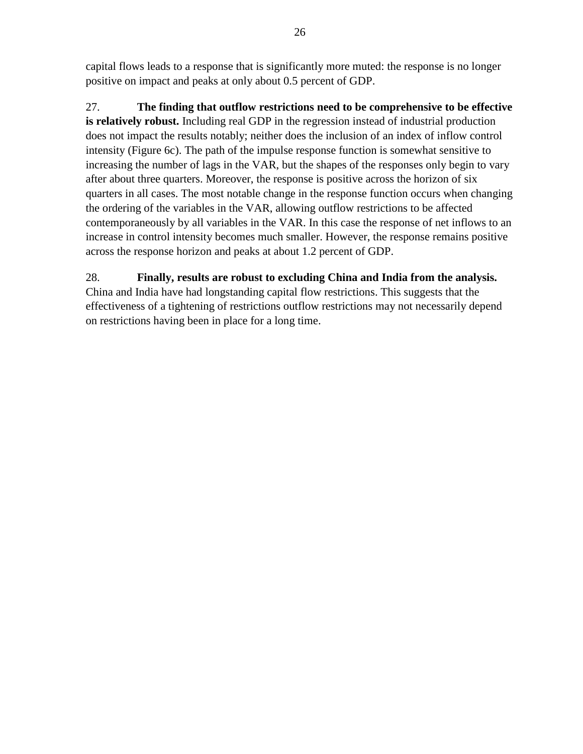capital flows leads to a response that is significantly more muted: the response is no longer positive on impact and peaks at only about 0.5 percent of GDP.

27. **The finding that outflow restrictions need to be comprehensive to be effective is relatively robust.** Including real GDP in the regression instead of industrial production does not impact the results notably; neither does the inclusion of an index of inflow control intensity (Figure 6c). The path of the impulse response function is somewhat sensitive to increasing the number of lags in the VAR, but the shapes of the responses only begin to vary after about three quarters. Moreover, the response is positive across the horizon of six quarters in all cases. The most notable change in the response function occurs when changing the ordering of the variables in the VAR, allowing outflow restrictions to be affected contemporaneously by all variables in the VAR. In this case the response of net inflows to an increase in control intensity becomes much smaller. However, the response remains positive across the response horizon and peaks at about 1.2 percent of GDP.

28. **Finally, results are robust to excluding China and India from the analysis.** China and India have had longstanding capital flow restrictions. This suggests that the effectiveness of a tightening of restrictions outflow restrictions may not necessarily depend on restrictions having been in place for a long time.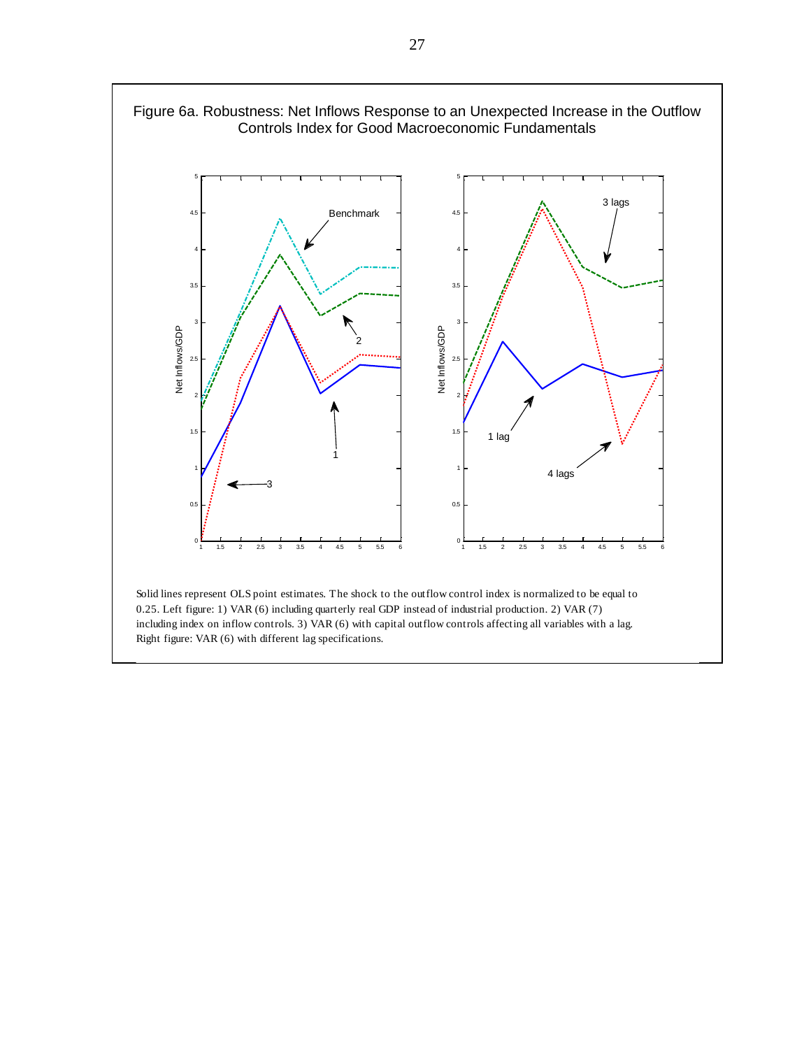Figure 6a. Robustness: Net Inflows Response to an Unexpected Increase in the Outflow Controls Index for Good Macroeconomic Fundamentals

Solid lines represent OLS point estimates. The shock to the outflow control index is normalized to be equal to 0.25. Left figure: 1) VAR (6) including quarterly real GDP instead of industrial production. 2) VAR (7) including index on inflow controls. 3) VAR (6) with capital outflow controls affecting all variables with a lag. Right figure: VAR (6) with different lag specifications.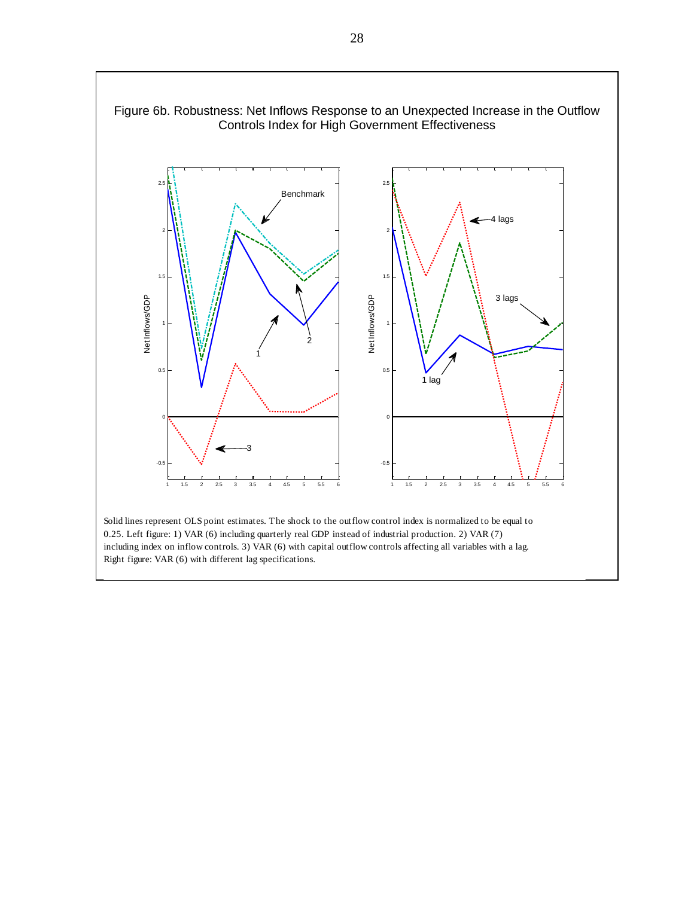# Figure 6b. Robustness: Net Inflows Response to an Unexpected Increase in the Outflow Controls Index for High Government Effectiveness

Solid lines represent OLS point estimates. The shock to the outflow control index is normalized to be equal to 0.25. Left figure: 1) VAR (6) including quarterly real GDP instead of industrial production. 2) VAR (7) including index on inflow controls. 3) VAR (6) with capital outflow controls affecting all variables with a lag. Right figure: VAR (6) with different lag specifications.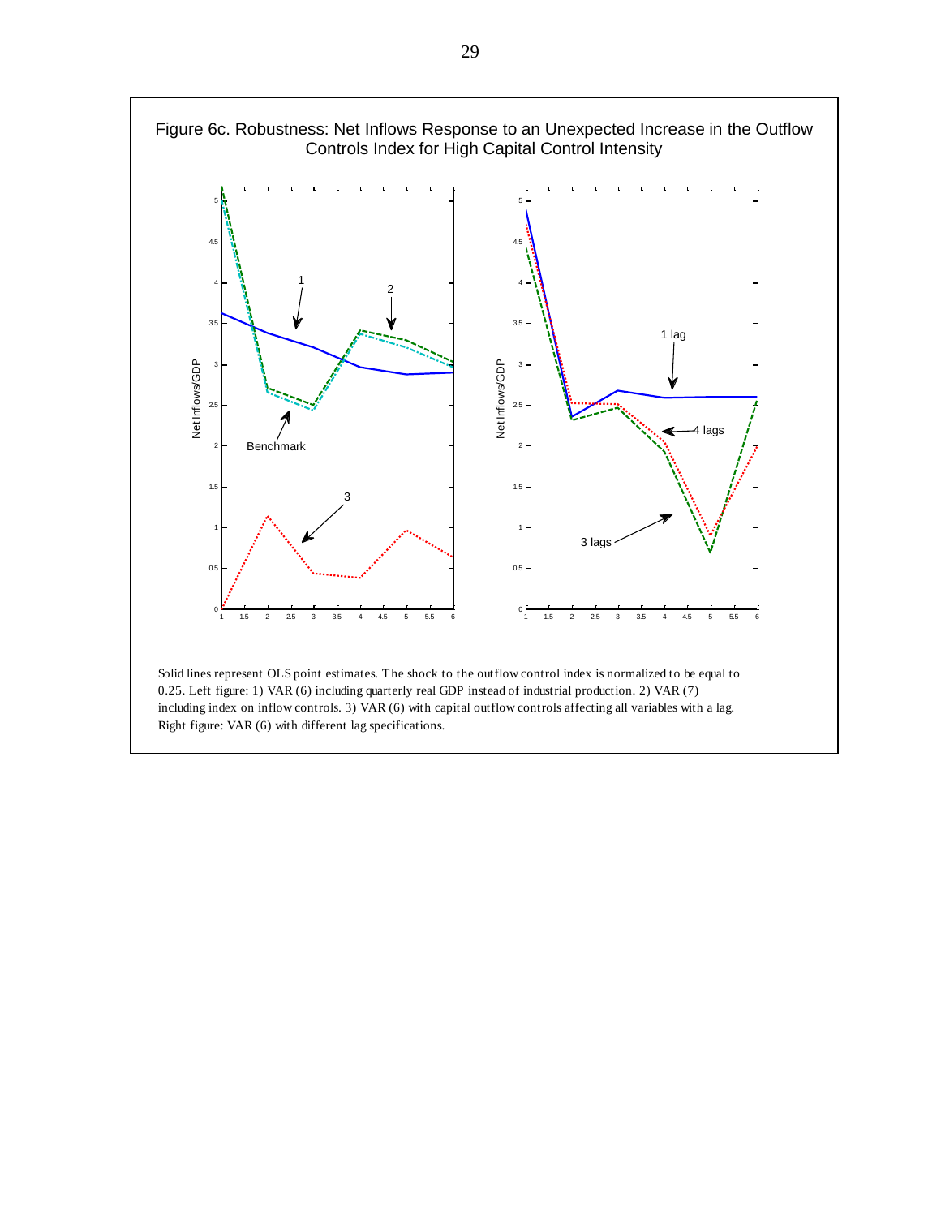Figure 6c. Robustness: Net Inflows Response to an Unexpected Increase in the Outflow Controls Index for High Capital Control Intensity

Solid lines represent OLS point estimates. The shock to the outflow control index is normalized to be equal to 0.25. Left figure: 1) VAR (6) including quarterly real GDP instead of industrial production. 2) VAR (7) including index on inflow controls. 3) VAR (6) with capital outflow controls affecting all variables with a lag. Right figure: VAR (6) with different lag specifications.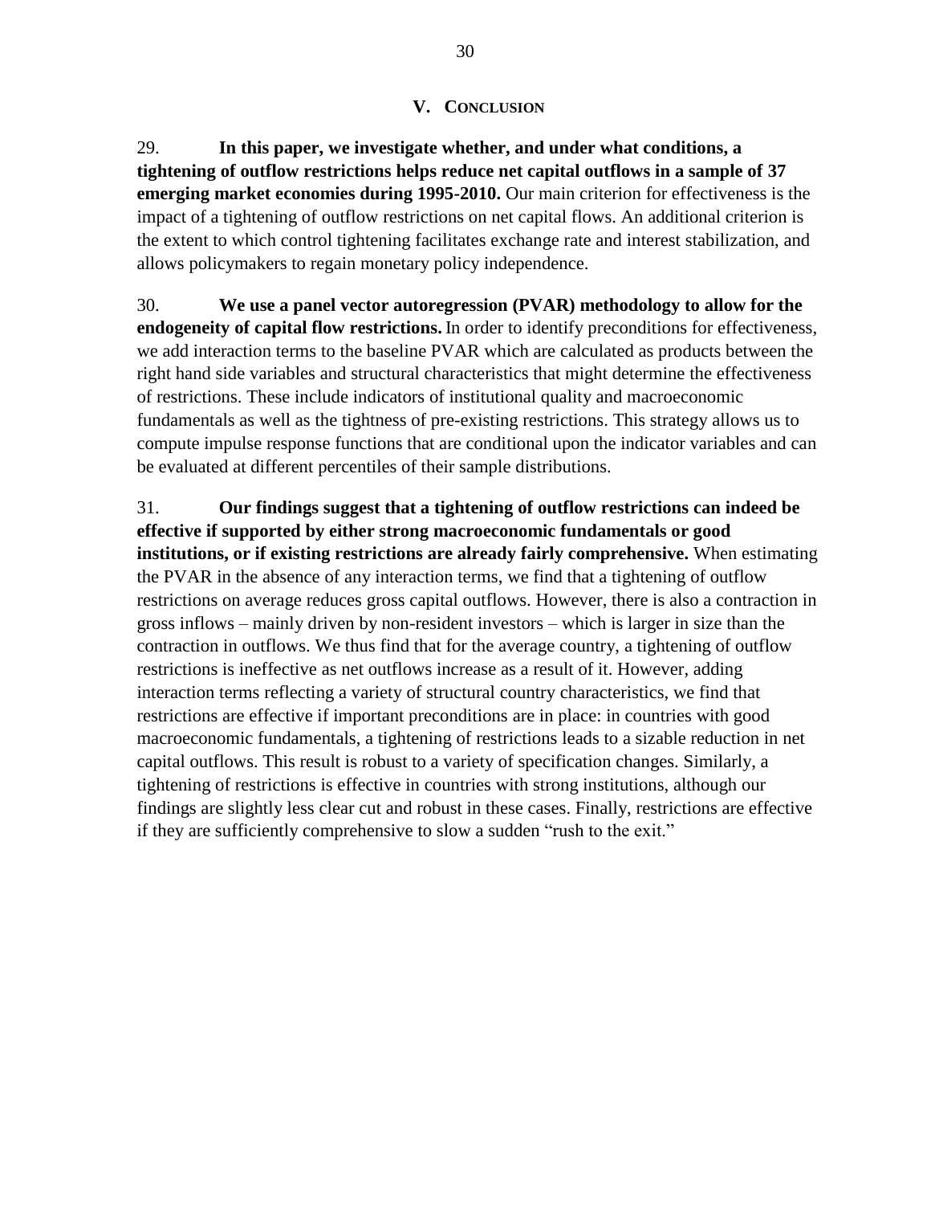## V. CONCLUSION

29. **In this paper, we investigate whether, and under what conditions, a tightening of outflow restrictions helps reduce net capital outflows in a sample of 37 emerging market economies during 1995-2010.** Our main criterion for effectiveness is the impact of a tightening of outflow restrictions on net capital flows. An additional criterion is the extent to which control tightening facilitates exchange rate and interest stabilization, and allows policymakers to regain monetary policy independence.

30. **We use a panel vector autoregression (PVAR) methodology to allow for the endogeneity of capital flow restrictions.** In order to identify preconditions for effectiveness, we add interaction terms to the baseline PVAR which are calculated as products between the right hand side variables and structural characteristics that might determine the effectiveness of restrictions. These include indicators of institutional quality and macroeconomic fundamentals as well as the tightness of pre-existing restrictions. This strategy allows us to compute impulse response functions that are conditional upon the indicator variables and can be evaluated at different percentiles of their sample distributions.

31. **Our findings suggest that a tightening of outflow restrictions can indeed be effective if supported by either strong macroeconomic fundamentals or good institutions, or if existing restrictions are already fairly comprehensive.** When estimating the PVAR in the absence of any interaction terms, we find that a tightening of outflow restrictions on average reduces gross capital outflows. However, there is also a contraction in gross inflows – mainly driven by non-resident investors – which is larger in size than the contraction in outflows. We thus find that for the average country, a tightening of outflow restrictions is ineffective as net outflows increase as a result of it. However, adding interaction terms reflecting a variety of structural country characteristics, we find that restrictions are effective if important preconditions are in place: in countries with good macroeconomic fundamentals, a tightening of restrictions leads to a sizable reduction in net capital outflows. This result is robust to a variety of specification changes. Similarly, a tightening of restrictions is effective in countries with strong institutions, although our findings are slightly less clear cut and robust in these cases. Finally, restrictions are effective if they are sufficiently comprehensive to slow a sudden "rush to the exit."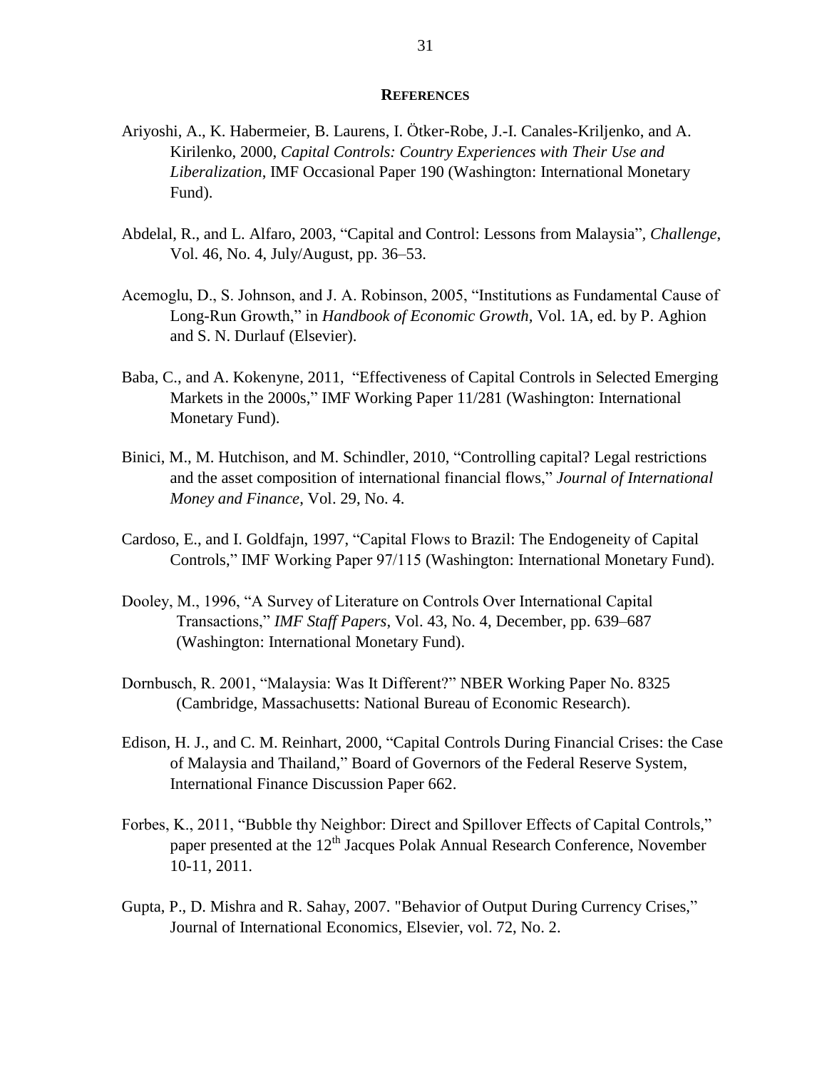## REFERENCES

Ariyoshi, A., K. Habermeier, B. Laurens, I. Ötker-Robe, J.-I. Canales-Kriljenko, and A. Kirilenko, 2000, *Capital Controls: Country Experiences with Their Use and Liberalization*, IMF Occasional Paper 190 (Washington: International Monetary Fund).

Abdelal, R., and L. Alfaro, 2003, "Capital and Control: Lessons from Malaysia", *Challenge*, Vol. 46, No. 4, July/August, pp. 36–53.

Acemoglu, D., S. Johnson, and J. A. Robinson, 2005, "Institutions as Fundamental Cause of Long-Run Growth," in *Handbook of Economic Growth*, Vol. 1A, ed. by P. Aghion and S. N. Durlauf (Elsevier).

Baba, C., and A. Kokenyne, 2011, "Effectiveness of Capital Controls in Selected Emerging Markets in the 2000s," IMF Working Paper 11/281 (Washington: International Monetary Fund).

Binici, M., M. Hutchison, and M. Schindler, 2010, "Controlling capital? Legal restrictions and the asset composition of international financial flows," *Journal of International Money and Finance*, Vol. 29, No. 4.

Cardoso, E., and I. Goldfajn, 1997, "Capital Flows to Brazil: The Endogeneity of Capital Controls," IMF Working Paper 97/115 (Washington: International Monetary Fund).

Dooley, M., 1996, "A Survey of Literature on Controls Over International Capital Transactions," *IMF Staff Papers*, Vol. 43, No. 4, December, pp. 639–687 (Washington: International Monetary Fund).

Dornbusch, R. 2001, "Malaysia: Was It Different?" NBER Working Paper No. 8325 (Cambridge, Massachusetts: National Bureau of Economic Research).

Edison, H. J., and C. M. Reinhart, 2000, "Capital Controls During Financial Crises: the Case of Malaysia and Thailand," Board of Governors of the Federal Reserve System, International Finance Discussion Paper 662.

Forbes, K., 2011, "Bubble thy Neighbor: Direct and Spillover Effects of Capital Controls," paper presented at the 12th Jacques Polak Annual Research Conference, November 10-11, 2011.

Gupta, P., D. Mishra and R. Sahay, 2007. "Behavior of Output During Currency Crises," Journal of International Economics, Elsevier, vol. 72, No. 2.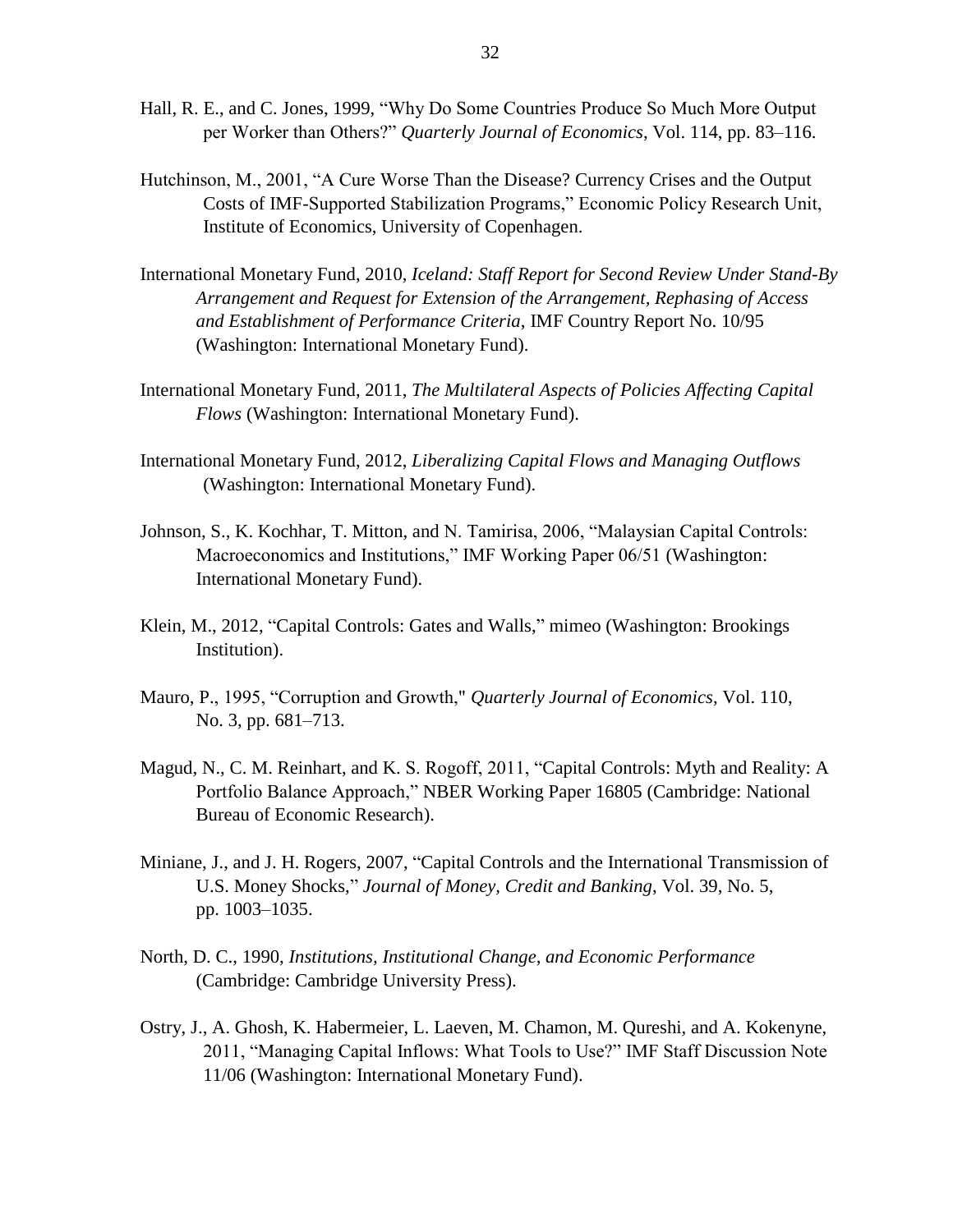Hall, R. E., and C. Jones, 1999, "Why Do Some Countries Produce So Much More Output per Worker than Others?" *Quarterly Journal of Economics*, Vol. 114, pp. 83–116.

Hutchinson, M., 2001, "A Cure Worse Than the Disease? Currency Crises and the Output Costs of IMF-Supported Stabilization Programs," Economic Policy Research Unit, Institute of Economics, University of Copenhagen.

International Monetary Fund, 2010, *Iceland: Staff Report for Second Review Under Stand-By Arrangement and Request for Extension of the Arrangement, Rephasing of Access and Establishment of Performance Criteria*, IMF Country Report No. 10/95 (Washington: International Monetary Fund).

International Monetary Fund, 2011, *The Multilateral Aspects of Policies Affecting Capital Flows* (Washington: International Monetary Fund).

International Monetary Fund, 2012, *Liberalizing Capital Flows and Managing Outflows* (Washington: International Monetary Fund).

Johnson, S., K. Kochhar, T. Mitton, and N. Tamirisa, 2006, "Malaysian Capital Controls: Macroeconomics and Institutions," IMF Working Paper 06/51 (Washington: International Monetary Fund).

Klein, M., 2012, "Capital Controls: Gates and Walls," mimeo (Washington: Brookings Institution).

Mauro, P., 1995, "Corruption and Growth," *Quarterly Journal of Economics*, Vol. 110, No. 3, pp. 681–713.

Magud, N., C. M. Reinhart, and K. S. Rogoff, 2011, "Capital Controls: Myth and Reality: A Portfolio Balance Approach," NBER Working Paper 16805 (Cambridge: National Bureau of Economic Research).

Miniane, J., and J. H. Rogers, 2007, "Capital Controls and the International Transmission of U.S. Money Shocks," *Journal of Money, Credit and Banking*, Vol. 39, No. 5, pp. 1003–1035.

North, D. C., 1990, *Institutions, Institutional Change, and Economic Performance* (Cambridge: Cambridge University Press).

Ostry, J., A. Ghosh, K. Habermeier, L. Laeven, M. Chamon, M. Qureshi, and A. Kokenyne, 2011, "Managing Capital Inflows: What Tools to Use?" IMF Staff Discussion Note 11/06 (Washington: International Monetary Fund).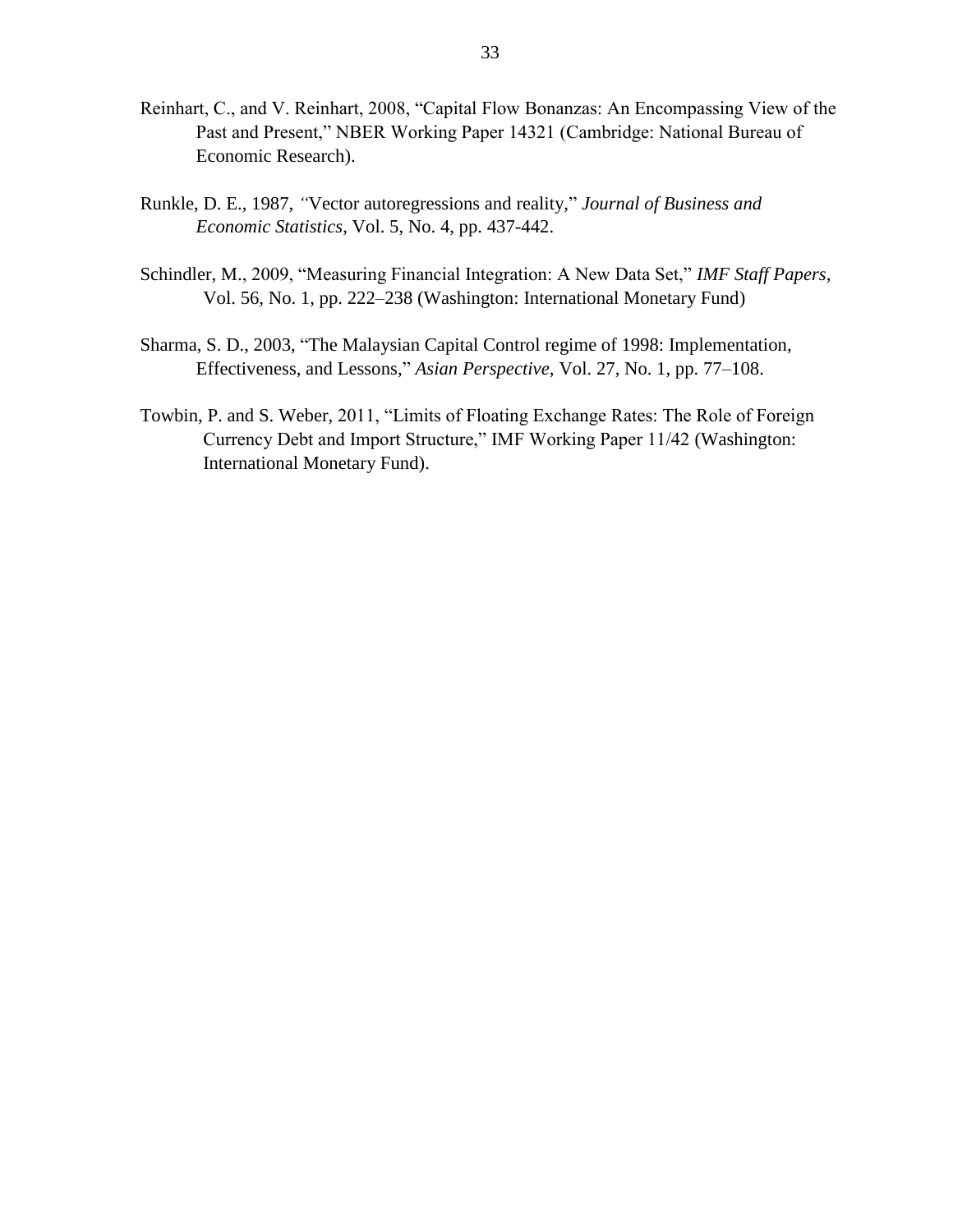Reinhart, C., and V. Reinhart, 2008, "Capital Flow Bonanzas: An Encompassing View of the Past and Present," NBER Working Paper 14321 (Cambridge: National Bureau of Economic Research).

Runkle, D. E., 1987, "Vector autoregressions and reality," *Journal of Business and Economic Statistics*, Vol. 5, No. 4, pp. 437-442.

Schindler, M., 2009, "Measuring Financial Integration: A New Data Set," *IMF Staff Papers*, Vol. 56, No. 1, pp. 222–238 (Washington: International Monetary Fund)

Sharma, S. D., 2003, "The Malaysian Capital Control regime of 1998: Implementation, Effectiveness, and Lessons," *Asian Perspective*, Vol. 27, No. 1, pp. 77–108.

Towbin, P. and S. Weber, 2011, "Limits of Floating Exchange Rates: The Role of Foreign Currency Debt and Import Structure," IMF Working Paper 11/42 (Washington: International Monetary Fund).